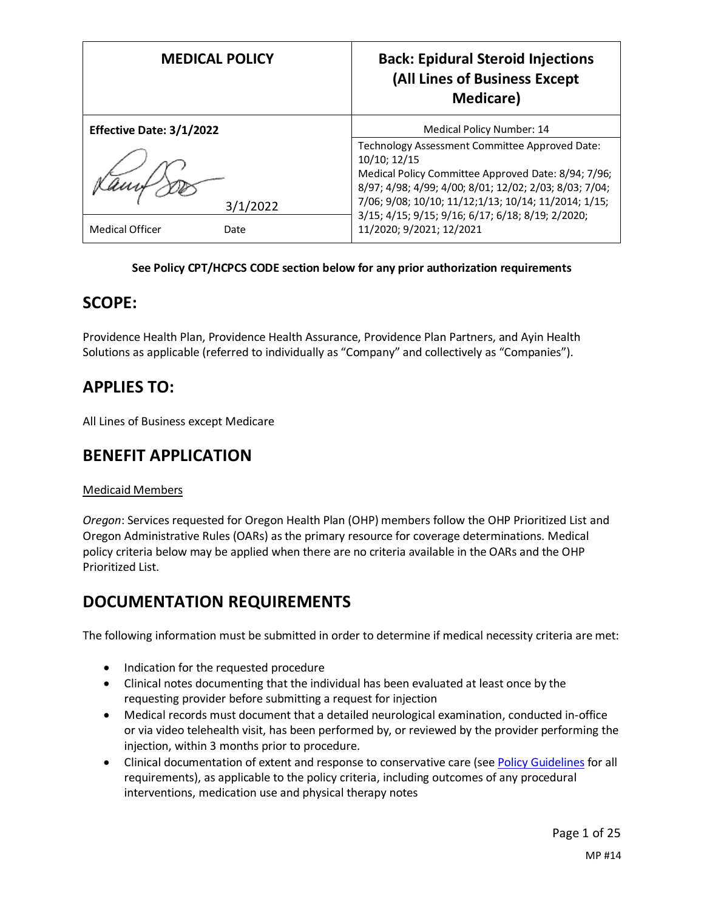| MEDICAL POLICY | Back: Epidural Steroid Injections (All Lines of Business Except Medicare) |
|---|---|
| **Effective Date: 3/1/2022** | Medical Policy Number: 14 |
| 3/1/2022<br>Medical Officer Date | Technology Assessment Committee Approved Date: 10/10; 12/15<br>Medical Policy Committee Approved Date: 8/94; 7/96; 8/97; 4/98; 4/99; 4/00; 8/01; 12/02; 2/03; 8/03; 7/04; 7/06; 9/08; 10/10; 11/12;1/13; 10/14; 11/2014; 1/15; 3/15; 4/15; 9/15; 9/16; 6/17; 6/18; 8/19; 2/2020; 11/2020; 9/2021; 12/2021 |

**See Policy CPT/HCPCS CODE section below for any prior authorization requirements**

## SCOPE:

Providence Health Plan, Providence Health Assurance, Providence Plan Partners, and Ayin Health Solutions as applicable (referred to individually as "Company" and collectively as "Companies").

## APPLIES TO:

All Lines of Business except Medicare

## BENEFIT APPLICATION

Medicaid Members

*Oregon*: Services requested for Oregon Health Plan (OHP) members follow the OHP Prioritized List and Oregon Administrative Rules (OARs) as the primary resource for coverage determinations. Medical policy criteria below may be applied when there are no criteria available in the OARs and the OHP Prioritized List.

## DOCUMENTATION REQUIREMENTS

The following information must be submitted in order to determine if medical necessity criteria are met:

- Indication for the requested procedure
- Clinical notes documenting that the individual has been evaluated at least once by the requesting provider before submitting a request for injection
- Medical records must document that a detailed neurological examination, conducted in-office or via video telehealth visit, has been performed by, or reviewed by the provider performing the injection, within 3 months prior to procedure.
- Clinical documentation of extent and response to conservative care (see Policy Guidelines for all requirements), as applicable to the policy criteria, including outcomes of any procedural interventions, medication use and physical therapy notes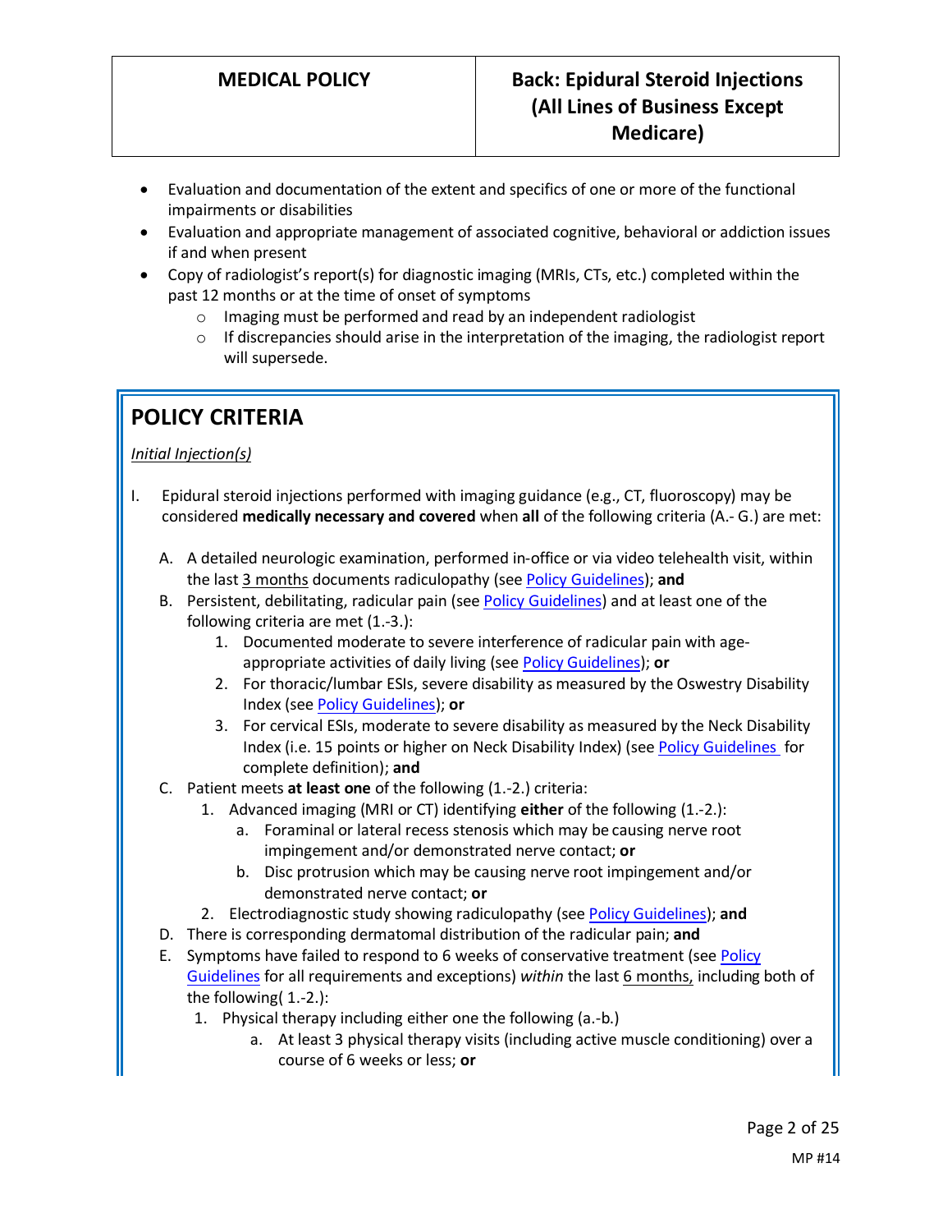- Evaluation and documentation of the extent and specifics of one or more of the functional impairments or disabilities
- Evaluation and appropriate management of associated cognitive, behavioral or addiction issues if and when present
- Copy of radiologist's report(s) for diagnostic imaging (MRIs, CTs, etc.) completed within the past 12 months or at the time of onset of symptoms
  - Imaging must be performed and read by an independent radiologist
  - If discrepancies should arise in the interpretation of the imaging, the radiologist report will supersede.

## POLICY CRITERIA

*Initial Injection(s)*

I. Epidural steroid injections performed with imaging guidance (e.g., CT, fluoroscopy) may be considered **medically necessary and covered** when **all** of the following criteria (A.- G.) are met:

   A. A detailed neurologic examination, performed in-office or via video telehealth visit, within the last 3 months documents radiculopathy (see Policy Guidelines); **and**

   B. Persistent, debilitating, radicular pain (see Policy Guidelines) and at least one of the following criteria are met (1.-3.):
      1. Documented moderate to severe interference of radicular pain with age-appropriate activities of daily living (see Policy Guidelines); **or**
      2. For thoracic/lumbar ESIs, severe disability as measured by the Oswestry Disability Index (see Policy Guidelines); **or**
      3. For cervical ESIs, moderate to severe disability as measured by the Neck Disability Index (i.e. 15 points or higher on Neck Disability Index) (see Policy Guidelines for complete definition); **and**

   C. Patient meets **at least one** of the following (1.-2.) criteria:
      1. Advanced imaging (MRI or CT) identifying **either** of the following (1.-2.):
         a. Foraminal or lateral recess stenosis which may be causing nerve root impingement and/or demonstrated nerve contact; **or**
         b. Disc protrusion which may be causing nerve root impingement and/or demonstrated nerve contact; **or**
      2. Electrodiagnostic study showing radiculopathy (see Policy Guidelines); **and**

   D. There is corresponding dermatomal distribution of the radicular pain; **and**

   E. Symptoms have failed to respond to 6 weeks of conservative treatment (see Policy Guidelines for all requirements and exceptions) *within* the last 6 months, including both of the following( 1.-2.):
      1. Physical therapy including either one the following (a.-b.)
         a. At least 3 physical therapy visits (including active muscle conditioning) over a course of 6 weeks or less; **or**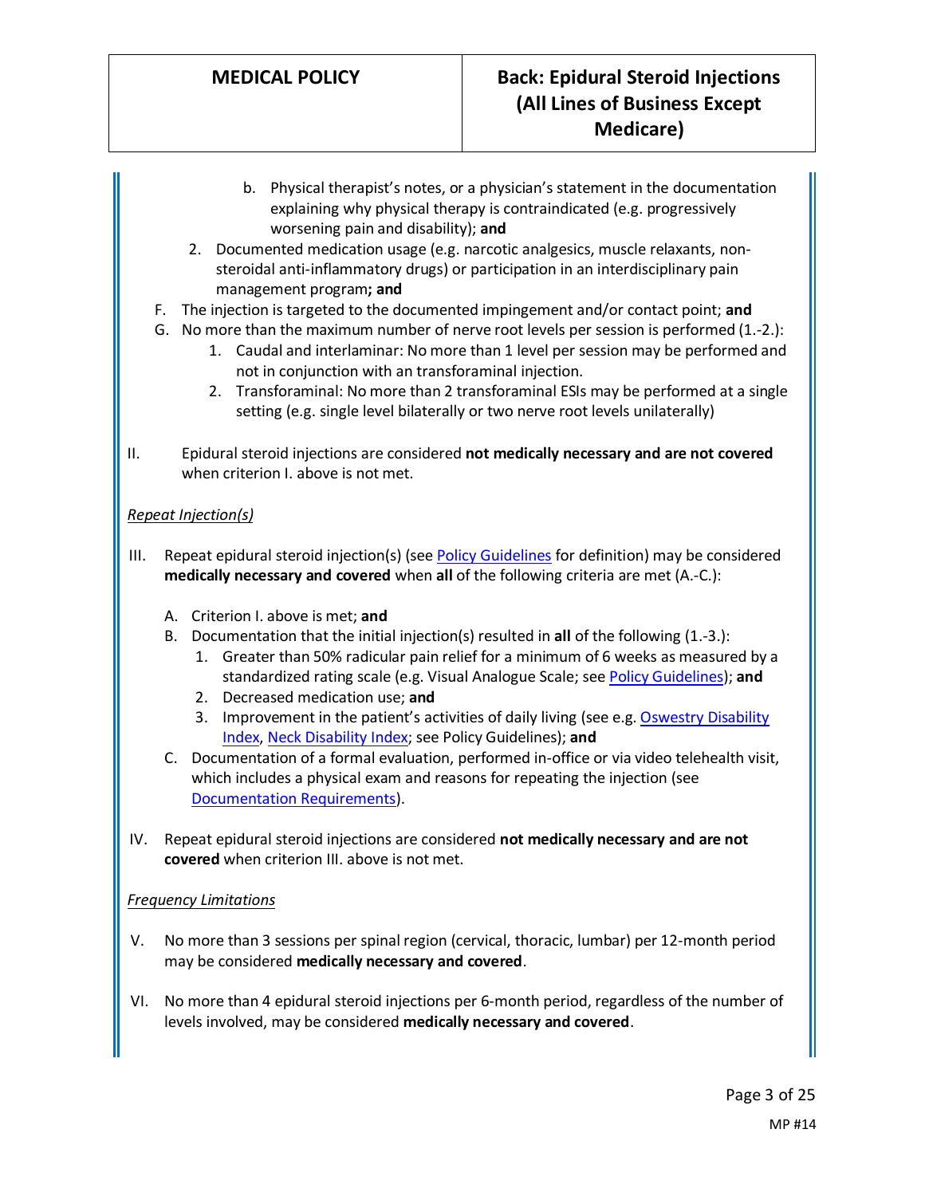b. Physical therapist's notes, or a physician's statement in the documentation explaining why physical therapy is contraindicated (e.g. progressively worsening pain and disability); **and**

   2. Documented medication usage (e.g. narcotic analgesics, muscle relaxants, non-steroidal anti-inflammatory drugs) or participation in an interdisciplinary pain management program**; and**

F. The injection is targeted to the documented impingement and/or contact point; **and**

G. No more than the maximum number of nerve root levels per session is performed (1.-2.):

   1. Caudal and interlaminar: No more than 1 level per session may be performed and not in conjunction with an transforaminal injection.
   2. Transforaminal: No more than 2 transforaminal ESIs may be performed at a single setting (e.g. single level bilaterally or two nerve root levels unilaterally)

II. Epidural steroid injections are considered **not medically necessary and are not covered** when criterion I. above is not met.

*Repeat Injection(s)*

III. Repeat epidural steroid injection(s) (see Policy Guidelines for definition) may be considered **medically necessary and covered** when **all** of the following criteria are met (A.-C.):

   A. Criterion I. above is met; **and**
   B. Documentation that the initial injection(s) resulted in **all** of the following (1.-3.):
      1. Greater than 50% radicular pain relief for a minimum of 6 weeks as measured by a standardized rating scale (e.g. Visual Analogue Scale; see Policy Guidelines); **and**
      2. Decreased medication use; **and**
      3. Improvement in the patient's activities of daily living (see e.g. Oswestry Disability Index, Neck Disability Index; see Policy Guidelines); **and**
   C. Documentation of a formal evaluation, performed in-office or via video telehealth visit, which includes a physical exam and reasons for repeating the injection (see Documentation Requirements).

IV. Repeat epidural steroid injections are considered **not medically necessary and are not covered** when criterion III. above is not met.

*Frequency Limitations*

V. No more than 3 sessions per spinal region (cervical, thoracic, lumbar) per 12-month period may be considered **medically necessary and covered**.

VI. No more than 4 epidural steroid injections per 6-month period, regardless of the number of levels involved, may be considered **medically necessary and covered**.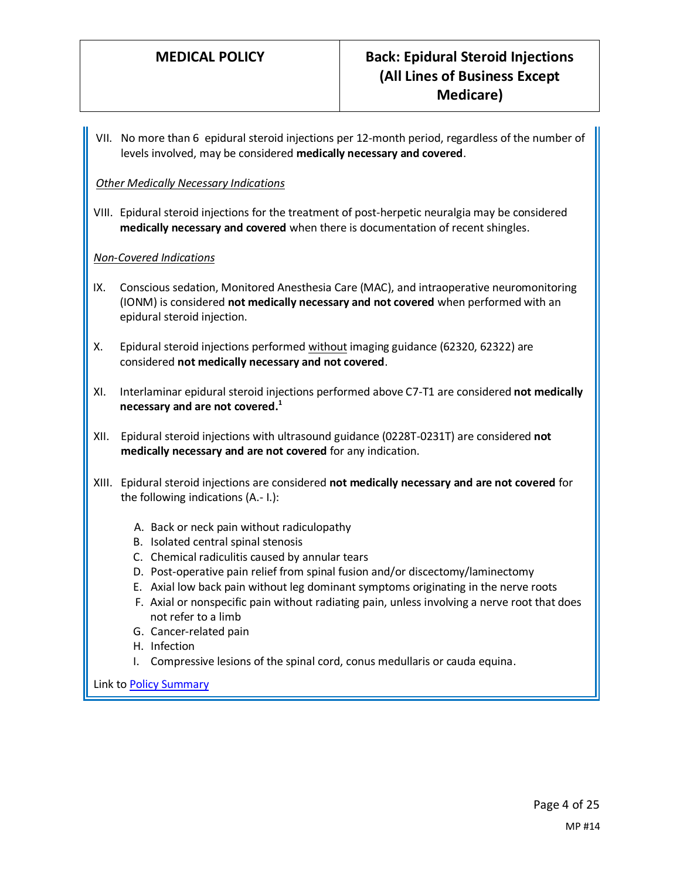VII. No more than 6 epidural steroid injections per 12-month period, regardless of the number of levels involved, may be considered **medically necessary and covered**.

*Other Medically Necessary Indications*

VIII. Epidural steroid injections for the treatment of post-herpetic neuralgia may be considered **medically necessary and covered** when there is documentation of recent shingles.

*Non-Covered Indications*

IX. Conscious sedation, Monitored Anesthesia Care (MAC), and intraoperative neuromonitoring (IONM) is considered **not medically necessary and not covered** when performed with an epidural steroid injection.

X. Epidural steroid injections performed without imaging guidance (62320, 62322) are considered **not medically necessary and not covered**.

XI. Interlaminar epidural steroid injections performed above C7-T1 are considered **not medically necessary and are not covered.**[1]

XII. Epidural steroid injections with ultrasound guidance (0228T-0231T) are considered **not medically necessary and are not covered** for any indication.

XIII. Epidural steroid injections are considered **not medically necessary and are not covered** for the following indications (A.- I.):

A. Back or neck pain without radiculopathy
B. Isolated central spinal stenosis
C. Chemical radiculitis caused by annular tears
D. Post-operative pain relief from spinal fusion and/or discectomy/laminectomy
E. Axial low back pain without leg dominant symptoms originating in the nerve roots
F. Axial or nonspecific pain without radiating pain, unless involving a nerve root that does not refer to a limb
G. Cancer-related pain
H. Infection
I. Compressive lesions of the spinal cord, conus medullaris or cauda equina.

Link to Policy Summary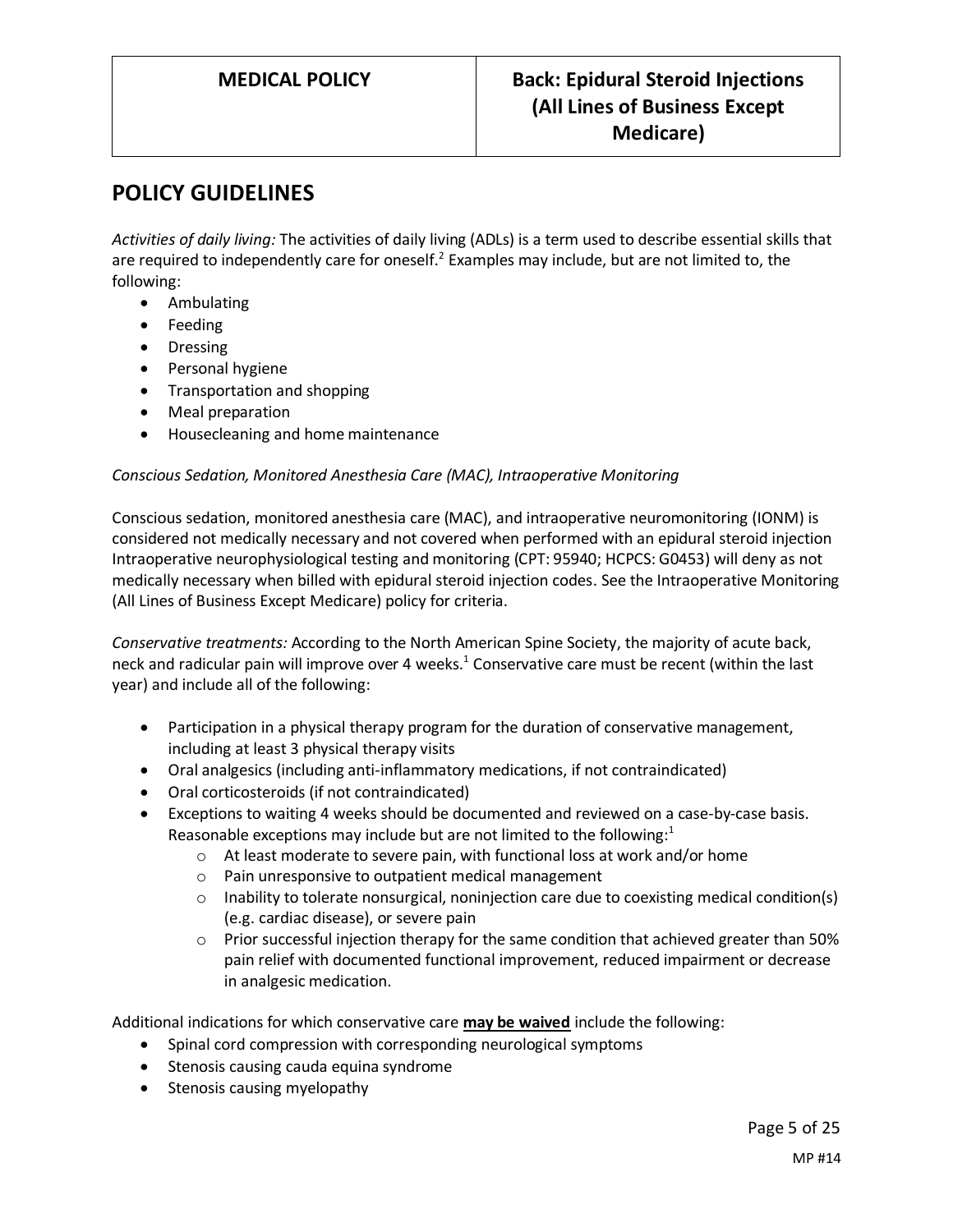## POLICY GUIDELINES

*Activities of daily living:* The activities of daily living (ADLs) is a term used to describe essential skills that are required to independently care for oneself.[2] Examples may include, but are not limited to, the following:

- Ambulating
- Feeding
- Dressing
- Personal hygiene
- Transportation and shopping
- Meal preparation
- Housecleaning and home maintenance

*Conscious Sedation, Monitored Anesthesia Care (MAC), Intraoperative Monitoring*

Conscious sedation, monitored anesthesia care (MAC), and intraoperative neuromonitoring (IONM) is considered not medically necessary and not covered when performed with an epidural steroid injection Intraoperative neurophysiological testing and monitoring (CPT: 95940; HCPCS: G0453) will deny as not medically necessary when billed with epidural steroid injection codes. See the Intraoperative Monitoring (All Lines of Business Except Medicare) policy for criteria.

*Conservative treatments:* According to the North American Spine Society, the majority of acute back, neck and radicular pain will improve over 4 weeks.[1] Conservative care must be recent (within the last year) and include all of the following:

- Participation in a physical therapy program for the duration of conservative management, including at least 3 physical therapy visits
- Oral analgesics (including anti-inflammatory medications, if not contraindicated)
- Oral corticosteroids (if not contraindicated)
- Exceptions to waiting 4 weeks should be documented and reviewed on a case-by-case basis. Reasonable exceptions may include but are not limited to the following:[1]
  - At least moderate to severe pain, with functional loss at work and/or home
  - Pain unresponsive to outpatient medical management
  - Inability to tolerate nonsurgical, noninjection care due to coexisting medical condition(s) (e.g. cardiac disease), or severe pain
  - Prior successful injection therapy for the same condition that achieved greater than 50% pain relief with documented functional improvement, reduced impairment or decrease in analgesic medication.

Additional indications for which conservative care <u>**may be waived**</u> include the following:

- Spinal cord compression with corresponding neurological symptoms
- Stenosis causing cauda equina syndrome
- Stenosis causing myelopathy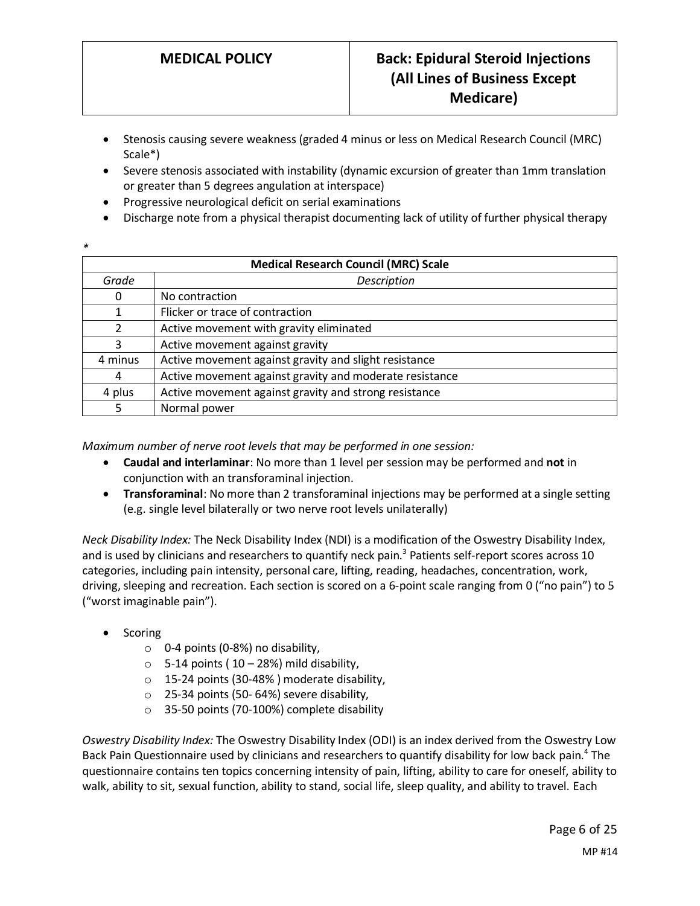- Stenosis causing severe weakness (graded 4 minus or less on Medical Research Council (MRC) Scale*)
- Severe stenosis associated with instability (dynamic excursion of greater than 1mm translation or greater than 5 degrees angulation at interspace)
- Progressive neurological deficit on serial examinations
- Discharge note from a physical therapist documenting lack of utility of further physical therapy

*

| Medical Research Council (MRC) Scale | |
|---|---|
| *Grade* | *Description* |
| 0 | No contraction |
| 1 | Flicker or trace of contraction |
| 2 | Active movement with gravity eliminated |
| 3 | Active movement against gravity |
| 4 minus | Active movement against gravity and slight resistance |
| 4 | Active movement against gravity and moderate resistance |
| 4 plus | Active movement against gravity and strong resistance |
| 5 | Normal power |

*Maximum number of nerve root levels that may be performed in one session:*

- **Caudal and interlaminar**: No more than 1 level per session may be performed and **not** in conjunction with an transforaminal injection.
- **Transforaminal**: No more than 2 transforaminal injections may be performed at a single setting (e.g. single level bilaterally or two nerve root levels unilaterally)

*Neck Disability Index:* The Neck Disability Index (NDI) is a modification of the Oswestry Disability Index, and is used by clinicians and researchers to quantify neck pain.[3] Patients self-report scores across 10 categories, including pain intensity, personal care, lifting, reading, headaches, concentration, work, driving, sleeping and recreation. Each section is scored on a 6-point scale ranging from 0 ("no pain") to 5 ("worst imaginable pain").

- Scoring
  - 0-4 points (0-8%) no disability,
  - 5-14 points ( 10 – 28%) mild disability,
  - 15-24 points (30-48% ) moderate disability,
  - 25-34 points (50- 64%) severe disability,
  - 35-50 points (70-100%) complete disability

*Oswestry Disability Index:* The Oswestry Disability Index (ODI) is an index derived from the Oswestry Low Back Pain Questionnaire used by clinicians and researchers to quantify disability for low back pain.[4] The questionnaire contains ten topics concerning intensity of pain, lifting, ability to care for oneself, ability to walk, ability to sit, sexual function, ability to stand, social life, sleep quality, and ability to travel. Each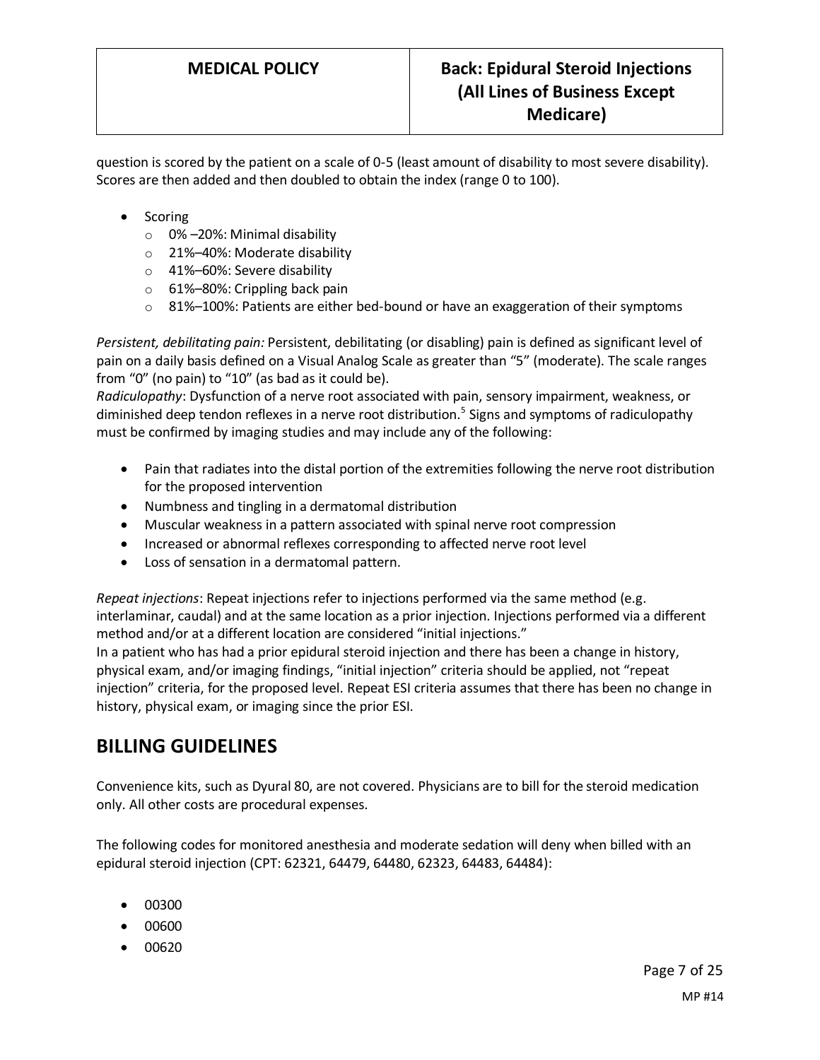question is scored by the patient on a scale of 0-5 (least amount of disability to most severe disability). Scores are then added and then doubled to obtain the index (range 0 to 100).

- Scoring
  - 0% –20%: Minimal disability
  - 21%–40%: Moderate disability
  - 41%–60%: Severe disability
  - 61%–80%: Crippling back pain
  - 81%–100%: Patients are either bed-bound or have an exaggeration of their symptoms

*Persistent, debilitating pain:* Persistent, debilitating (or disabling) pain is defined as significant level of pain on a daily basis defined on a Visual Analog Scale as greater than "5" (moderate). The scale ranges from "0" (no pain) to "10" (as bad as it could be).

*Radiculopathy*: Dysfunction of a nerve root associated with pain, sensory impairment, weakness, or diminished deep tendon reflexes in a nerve root distribution.[5] Signs and symptoms of radiculopathy must be confirmed by imaging studies and may include any of the following:

- Pain that radiates into the distal portion of the extremities following the nerve root distribution for the proposed intervention
- Numbness and tingling in a dermatomal distribution
- Muscular weakness in a pattern associated with spinal nerve root compression
- Increased or abnormal reflexes corresponding to affected nerve root level
- Loss of sensation in a dermatomal pattern.

*Repeat injections*: Repeat injections refer to injections performed via the same method (e.g. interlaminar, caudal) and at the same location as a prior injection. Injections performed via a different method and/or at a different location are considered "initial injections."

In a patient who has had a prior epidural steroid injection and there has been a change in history, physical exam, and/or imaging findings, "initial injection" criteria should be applied, not "repeat injection" criteria, for the proposed level. Repeat ESI criteria assumes that there has been no change in history, physical exam, or imaging since the prior ESI.

## BILLING GUIDELINES

Convenience kits, such as Dyural 80, are not covered. Physicians are to bill for the steroid medication only. All other costs are procedural expenses.

The following codes for monitored anesthesia and moderate sedation will deny when billed with an epidural steroid injection (CPT: 62321, 64479, 64480, 62323, 64483, 64484):

- 00300
- 00600
- 00620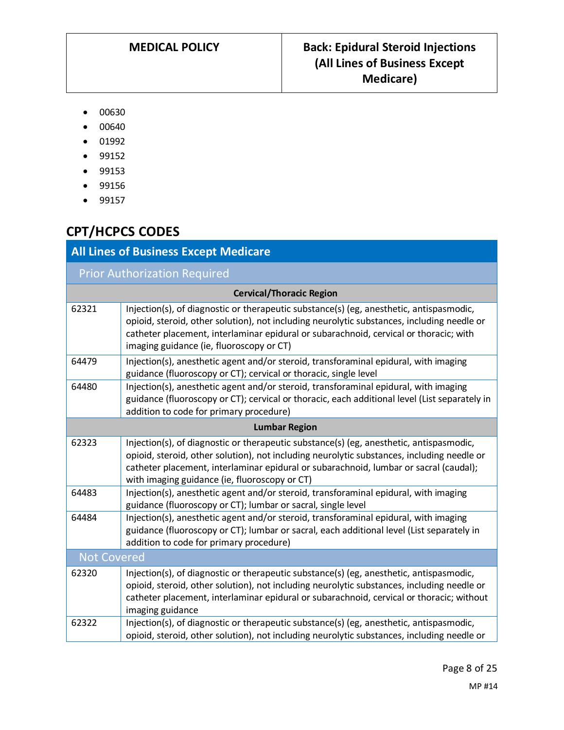- 00630
- 00640
- 01992
- 99152
- 99153
- 99156
- 99157

## CPT/HCPCS CODES

| All Lines of Business Except Medicare | |
|---|---|
| **Prior Authorization Required** | |
| **Cervical/Thoracic Region** | |
| 62321 | Injection(s), of diagnostic or therapeutic substance(s) (eg, anesthetic, antispasmodic, opioid, steroid, other solution), not including neurolytic substances, including needle or catheter placement, interlaminar epidural or subarachnoid, cervical or thoracic; with imaging guidance (ie, fluoroscopy or CT) |
| 64479 | Injection(s), anesthetic agent and/or steroid, transforaminal epidural, with imaging guidance (fluoroscopy or CT); cervical or thoracic, single level |
| 64480 | Injection(s), anesthetic agent and/or steroid, transforaminal epidural, with imaging guidance (fluoroscopy or CT); cervical or thoracic, each additional level (List separately in addition to code for primary procedure) |
| **Lumbar Region** | |
| 62323 | Injection(s), of diagnostic or therapeutic substance(s) (eg, anesthetic, antispasmodic, opioid, steroid, other solution), not including neurolytic substances, including needle or catheter placement, interlaminar epidural or subarachnoid, lumbar or sacral (caudal); with imaging guidance (ie, fluoroscopy or CT) |
| 64483 | Injection(s), anesthetic agent and/or steroid, transforaminal epidural, with imaging guidance (fluoroscopy or CT); lumbar or sacral, single level |
| 64484 | Injection(s), anesthetic agent and/or steroid, transforaminal epidural, with imaging guidance (fluoroscopy or CT); lumbar or sacral, each additional level (List separately in addition to code for primary procedure) |
| **Not Covered** | |
| 62320 | Injection(s), of diagnostic or therapeutic substance(s) (eg, anesthetic, antispasmodic, opioid, steroid, other solution), not including neurolytic substances, including needle or catheter placement, interlaminar epidural or subarachnoid, cervical or thoracic; without imaging guidance |
| 62322 | Injection(s), of diagnostic or therapeutic substance(s) (eg, anesthetic, antispasmodic, opioid, steroid, other solution), not including neurolytic substances, including needle or |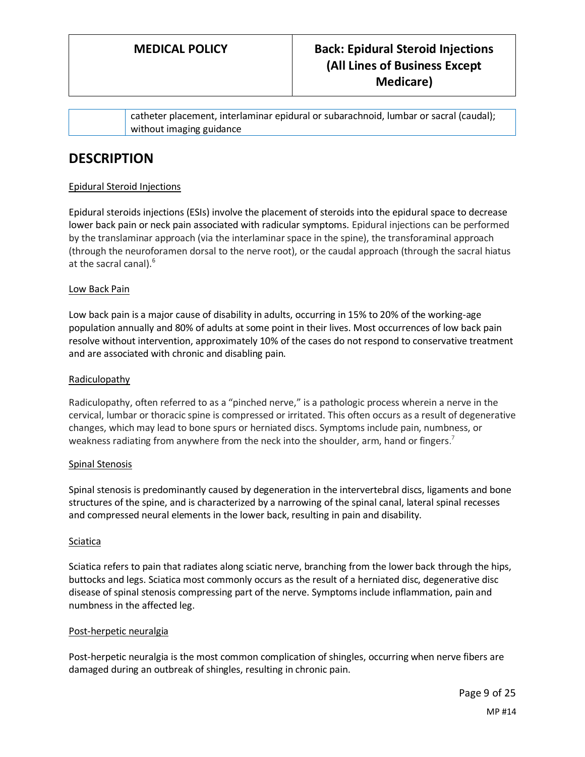| | catheter placement, interlaminar epidural or subarachnoid, lumbar or sacral (caudal); without imaging guidance |
|---|---|

## DESCRIPTION

### Epidural Steroid Injections

Epidural steroids injections (ESIs) involve the placement of steroids into the epidural space to decrease lower back pain or neck pain associated with radicular symptoms. Epidural injections can be performed by the translaminar approach (via the interlaminar space in the spine), the transforaminal approach (through the neuroforamen dorsal to the nerve root), or the caudal approach (through the sacral hiatus at the sacral canal).[6]

### Low Back Pain

Low back pain is a major cause of disability in adults, occurring in 15% to 20% of the working-age population annually and 80% of adults at some point in their lives. Most occurrences of low back pain resolve without intervention, approximately 10% of the cases do not respond to conservative treatment and are associated with chronic and disabling pain.

### Radiculopathy

Radiculopathy, often referred to as a "pinched nerve," is a pathologic process wherein a nerve in the cervical, lumbar or thoracic spine is compressed or irritated. This often occurs as a result of degenerative changes, which may lead to bone spurs or herniated discs. Symptoms include pain, numbness, or weakness radiating from anywhere from the neck into the shoulder, arm, hand or fingers.[7]

### Spinal Stenosis

Spinal stenosis is predominantly caused by degeneration in the intervertebral discs, ligaments and bone structures of the spine, and is characterized by a narrowing of the spinal canal, lateral spinal recesses and compressed neural elements in the lower back, resulting in pain and disability.

### Sciatica

Sciatica refers to pain that radiates along sciatic nerve, branching from the lower back through the hips, buttocks and legs. Sciatica most commonly occurs as the result of a herniated disc, degenerative disc disease of spinal stenosis compressing part of the nerve. Symptoms include inflammation, pain and numbness in the affected leg.

### Post-herpetic neuralgia

Post-herpetic neuralgia is the most common complication of shingles, occurring when nerve fibers are damaged during an outbreak of shingles, resulting in chronic pain.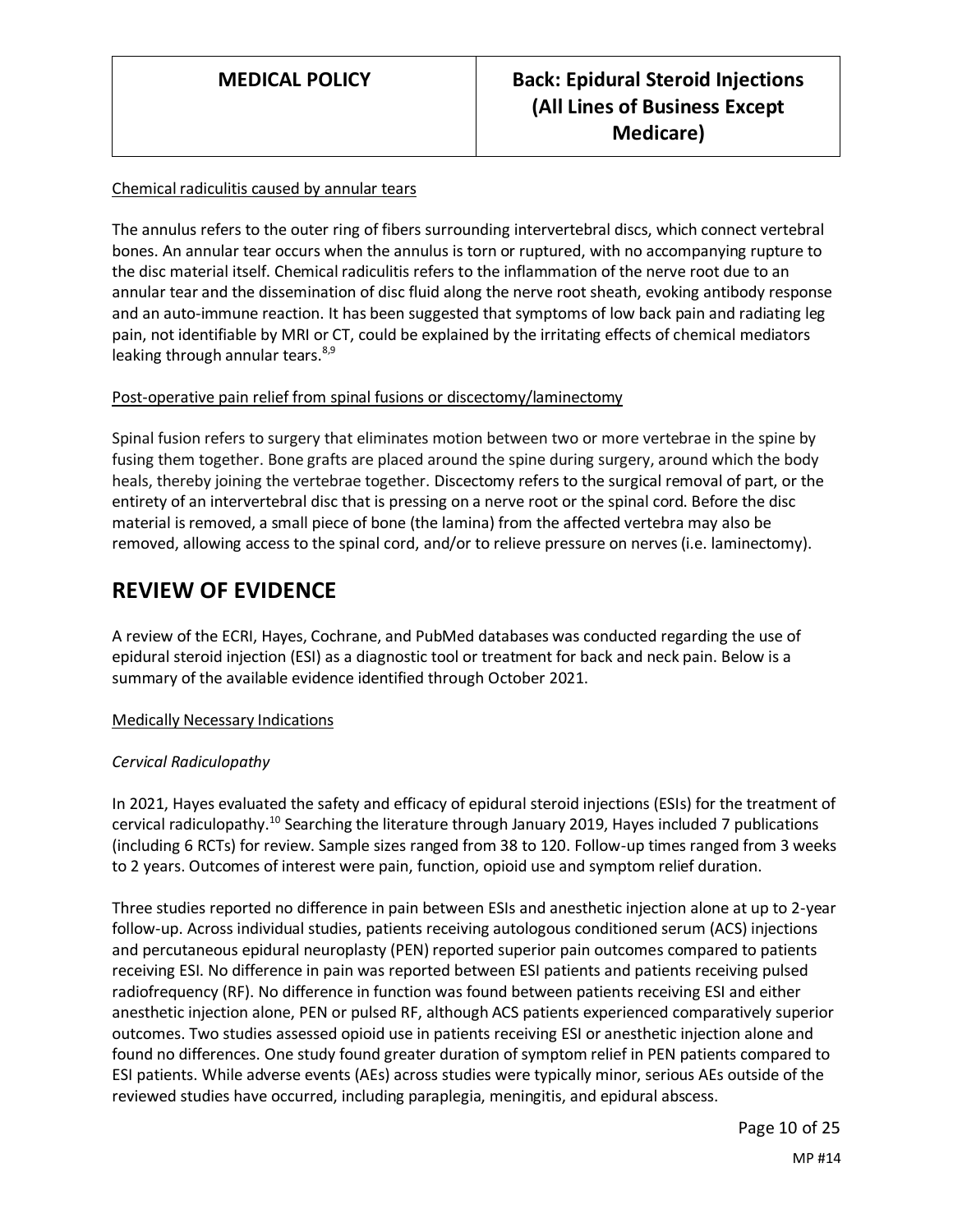Chemical radiculitis caused by annular tears

The annulus refers to the outer ring of fibers surrounding intervertebral discs, which connect vertebral bones. An annular tear occurs when the annulus is torn or ruptured, with no accompanying rupture to the disc material itself. Chemical radiculitis refers to the inflammation of the nerve root due to an annular tear and the dissemination of disc fluid along the nerve root sheath, evoking antibody response and an auto-immune reaction. It has been suggested that symptoms of low back pain and radiating leg pain, not identifiable by MRI or CT, could be explained by the irritating effects of chemical mediators leaking through annular tears.[8,9]

Post-operative pain relief from spinal fusions or discectomy/laminectomy

Spinal fusion refers to surgery that eliminates motion between two or more vertebrae in the spine by fusing them together. Bone grafts are placed around the spine during surgery, around which the body heals, thereby joining the vertebrae together. Discectomy refers to the surgical removal of part, or the entirety of an intervertebral disc that is pressing on a nerve root or the spinal cord. Before the disc material is removed, a small piece of bone (the lamina) from the affected vertebra may also be removed, allowing access to the spinal cord, and/or to relieve pressure on nerves (i.e. laminectomy).

# REVIEW OF EVIDENCE

A review of the ECRI, Hayes, Cochrane, and PubMed databases was conducted regarding the use of epidural steroid injection (ESI) as a diagnostic tool or treatment for back and neck pain. Below is a summary of the available evidence identified through October 2021.

Medically Necessary Indications

*Cervical Radiculopathy*

In 2021, Hayes evaluated the safety and efficacy of epidural steroid injections (ESIs) for the treatment of cervical radiculopathy.[10] Searching the literature through January 2019, Hayes included 7 publications (including 6 RCTs) for review. Sample sizes ranged from 38 to 120. Follow-up times ranged from 3 weeks to 2 years. Outcomes of interest were pain, function, opioid use and symptom relief duration.

Three studies reported no difference in pain between ESIs and anesthetic injection alone at up to 2-year follow-up. Across individual studies, patients receiving autologous conditioned serum (ACS) injections and percutaneous epidural neuroplasty (PEN) reported superior pain outcomes compared to patients receiving ESI. No difference in pain was reported between ESI patients and patients receiving pulsed radiofrequency (RF). No difference in function was found between patients receiving ESI and either anesthetic injection alone, PEN or pulsed RF, although ACS patients experienced comparatively superior outcomes. Two studies assessed opioid use in patients receiving ESI or anesthetic injection alone and found no differences. One study found greater duration of symptom relief in PEN patients compared to ESI patients. While adverse events (AEs) across studies were typically minor, serious AEs outside of the reviewed studies have occurred, including paraplegia, meningitis, and epidural abscess.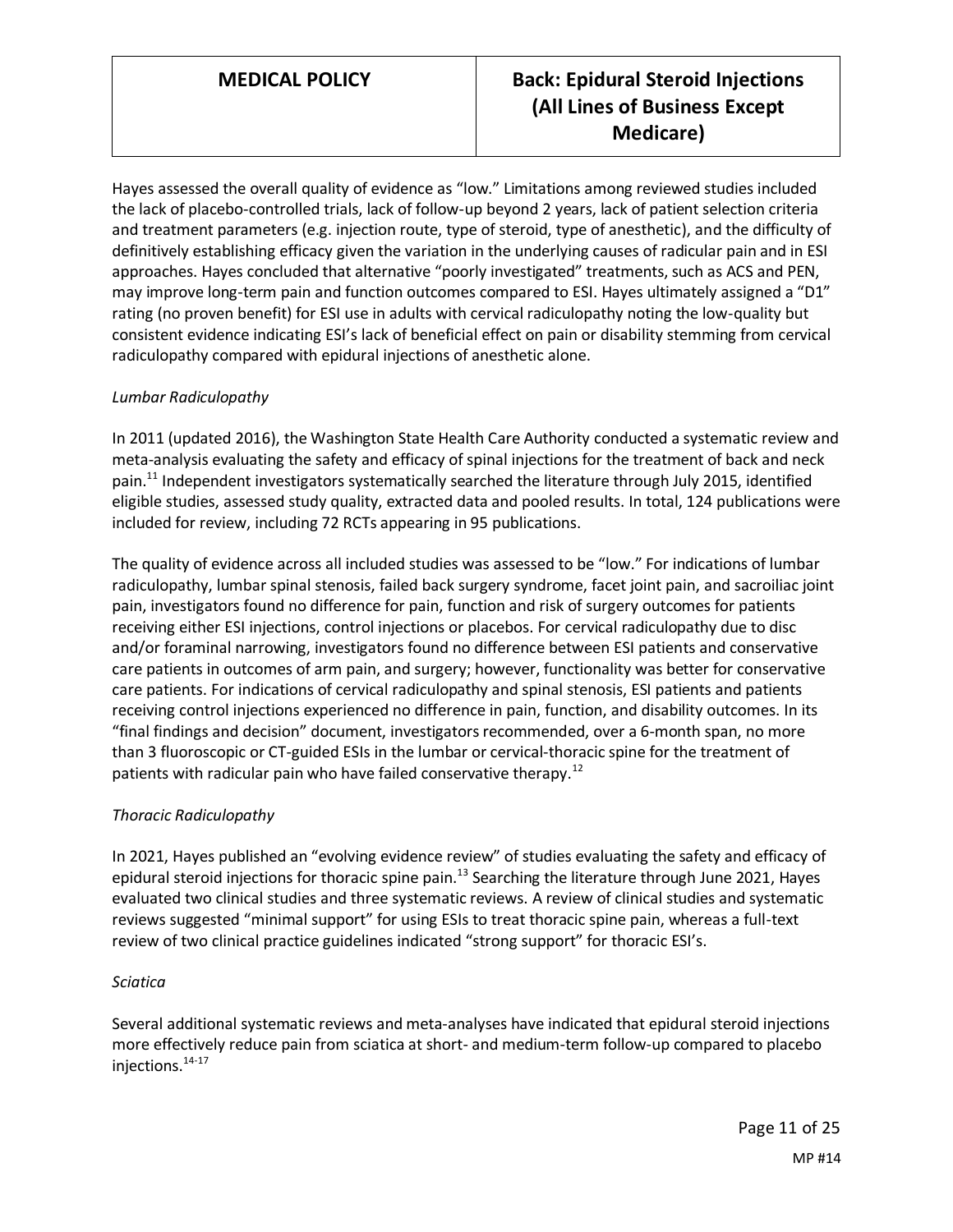Hayes assessed the overall quality of evidence as "low." Limitations among reviewed studies included the lack of placebo-controlled trials, lack of follow-up beyond 2 years, lack of patient selection criteria and treatment parameters (e.g. injection route, type of steroid, type of anesthetic), and the difficulty of definitively establishing efficacy given the variation in the underlying causes of radicular pain and in ESI approaches. Hayes concluded that alternative "poorly investigated" treatments, such as ACS and PEN, may improve long-term pain and function outcomes compared to ESI. Hayes ultimately assigned a "D1" rating (no proven benefit) for ESI use in adults with cervical radiculopathy noting the low-quality but consistent evidence indicating ESI's lack of beneficial effect on pain or disability stemming from cervical radiculopathy compared with epidural injections of anesthetic alone.

*Lumbar Radiculopathy*

In 2011 (updated 2016), the Washington State Health Care Authority conducted a systematic review and meta-analysis evaluating the safety and efficacy of spinal injections for the treatment of back and neck pain.[11] Independent investigators systematically searched the literature through July 2015, identified eligible studies, assessed study quality, extracted data and pooled results. In total, 124 publications were included for review, including 72 RCTs appearing in 95 publications.

The quality of evidence across all included studies was assessed to be "low." For indications of lumbar radiculopathy, lumbar spinal stenosis, failed back surgery syndrome, facet joint pain, and sacroiliac joint pain, investigators found no difference for pain, function and risk of surgery outcomes for patients receiving either ESI injections, control injections or placebos. For cervical radiculopathy due to disc and/or foraminal narrowing, investigators found no difference between ESI patients and conservative care patients in outcomes of arm pain, and surgery; however, functionality was better for conservative care patients. For indications of cervical radiculopathy and spinal stenosis, ESI patients and patients receiving control injections experienced no difference in pain, function, and disability outcomes. In its "final findings and decision" document, investigators recommended, over a 6-month span, no more than 3 fluoroscopic or CT-guided ESIs in the lumbar or cervical-thoracic spine for the treatment of patients with radicular pain who have failed conservative therapy.[12]

*Thoracic Radiculopathy*

In 2021, Hayes published an "evolving evidence review" of studies evaluating the safety and efficacy of epidural steroid injections for thoracic spine pain.[13] Searching the literature through June 2021, Hayes evaluated two clinical studies and three systematic reviews. A review of clinical studies and systematic reviews suggested "minimal support" for using ESIs to treat thoracic spine pain, whereas a full-text review of two clinical practice guidelines indicated "strong support" for thoracic ESI's.

*Sciatica*

Several additional systematic reviews and meta-analyses have indicated that epidural steroid injections more effectively reduce pain from sciatica at short- and medium-term follow-up compared to placebo injections.[14-17]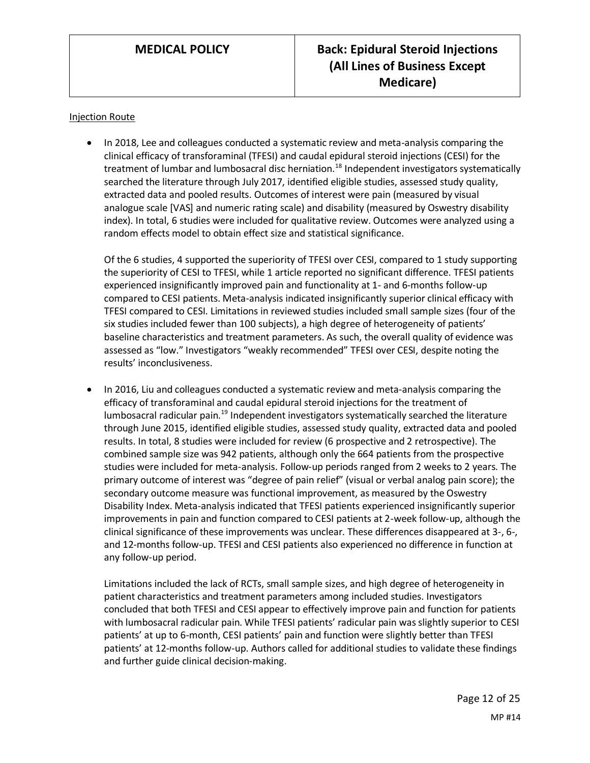<u>Injection Route</u>

- In 2018, Lee and colleagues conducted a systematic review and meta-analysis comparing the clinical efficacy of transforaminal (TFESI) and caudal epidural steroid injections (CESI) for the treatment of lumbar and lumbosacral disc herniation.[18] Independent investigators systematically searched the literature through July 2017, identified eligible studies, assessed study quality, extracted data and pooled results. Outcomes of interest were pain (measured by visual analogue scale [VAS] and numeric rating scale) and disability (measured by Oswestry disability index). In total, 6 studies were included for qualitative review. Outcomes were analyzed using a random effects model to obtain effect size and statistical significance.

  Of the 6 studies, 4 supported the superiority of TFESI over CESI, compared to 1 study supporting the superiority of CESI to TFESI, while 1 article reported no significant difference. TFESI patients experienced insignificantly improved pain and functionality at 1- and 6-months follow-up compared to CESI patients. Meta-analysis indicated insignificantly superior clinical efficacy with TFESI compared to CESI. Limitations in reviewed studies included small sample sizes (four of the six studies included fewer than 100 subjects), a high degree of heterogeneity of patients' baseline characteristics and treatment parameters. As such, the overall quality of evidence was assessed as "low." Investigators "weakly recommended" TFESI over CESI, despite noting the results' inconclusiveness.

- In 2016, Liu and colleagues conducted a systematic review and meta-analysis comparing the efficacy of transforaminal and caudal epidural steroid injections for the treatment of lumbosacral radicular pain.[19] Independent investigators systematically searched the literature through June 2015, identified eligible studies, assessed study quality, extracted data and pooled results. In total, 8 studies were included for review (6 prospective and 2 retrospective). The combined sample size was 942 patients, although only the 664 patients from the prospective studies were included for meta-analysis. Follow-up periods ranged from 2 weeks to 2 years. The primary outcome of interest was "degree of pain relief" (visual or verbal analog pain score); the secondary outcome measure was functional improvement, as measured by the Oswestry Disability Index. Meta-analysis indicated that TFESI patients experienced insignificantly superior improvements in pain and function compared to CESI patients at 2-week follow-up, although the clinical significance of these improvements was unclear. These differences disappeared at 3-, 6-, and 12-months follow-up. TFESI and CESI patients also experienced no difference in function at any follow-up period.

  Limitations included the lack of RCTs, small sample sizes, and high degree of heterogeneity in patient characteristics and treatment parameters among included studies. Investigators concluded that both TFESI and CESI appear to effectively improve pain and function for patients with lumbosacral radicular pain. While TFESI patients' radicular pain was slightly superior to CESI patients' at up to 6-month, CESI patients' pain and function were slightly better than TFESI patients' at 12-months follow-up. Authors called for additional studies to validate these findings and further guide clinical decision-making.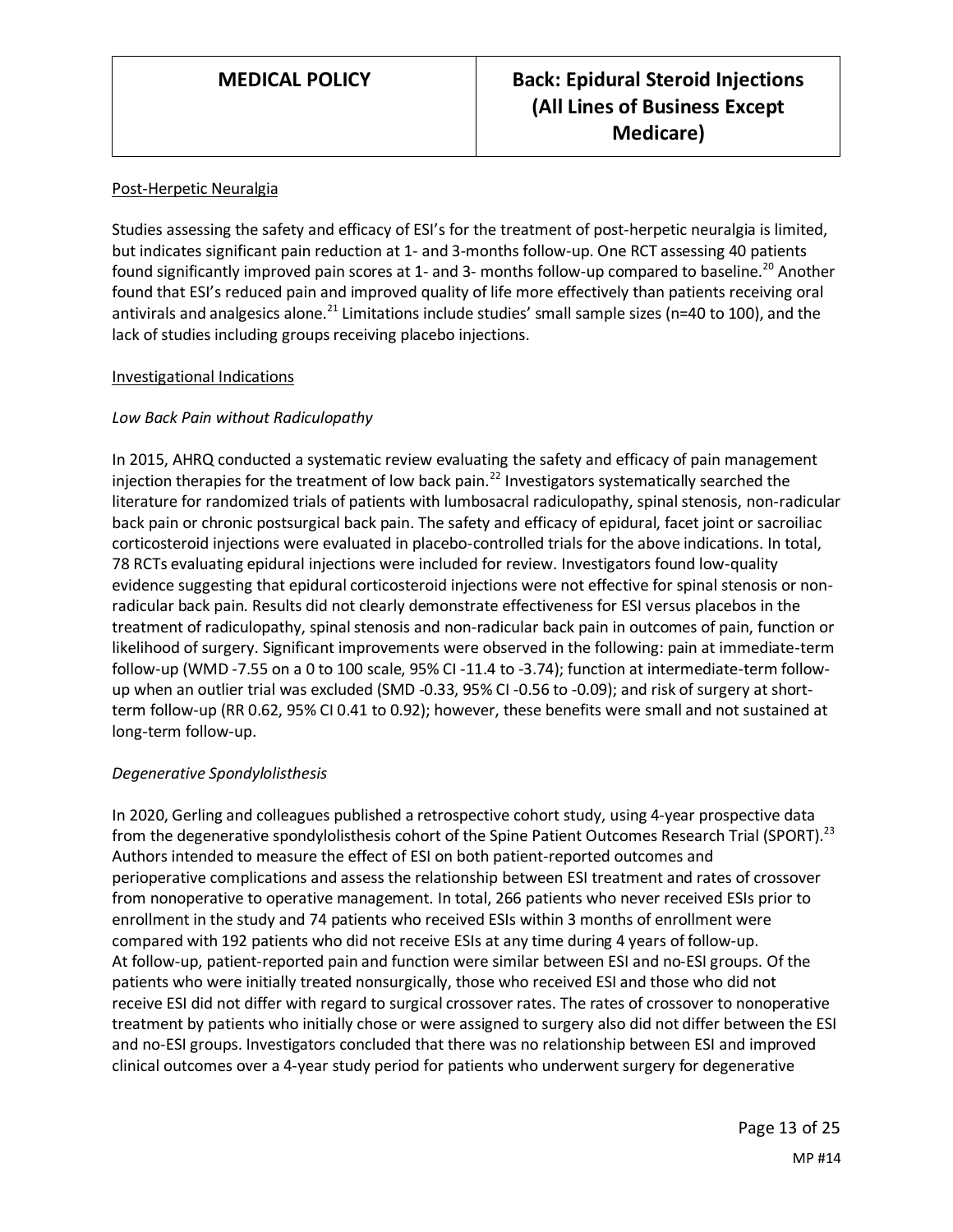Post-Herpetic Neuralgia

Studies assessing the safety and efficacy of ESI's for the treatment of post-herpetic neuralgia is limited, but indicates significant pain reduction at 1- and 3-months follow-up. One RCT assessing 40 patients found significantly improved pain scores at 1- and 3- months follow-up compared to baseline.[20] Another found that ESI's reduced pain and improved quality of life more effectively than patients receiving oral antivirals and analgesics alone.[21] Limitations include studies' small sample sizes (n=40 to 100), and the lack of studies including groups receiving placebo injections.

Investigational Indications

*Low Back Pain without Radiculopathy*

In 2015, AHRQ conducted a systematic review evaluating the safety and efficacy of pain management injection therapies for the treatment of low back pain.[22] Investigators systematically searched the literature for randomized trials of patients with lumbosacral radiculopathy, spinal stenosis, non-radicular back pain or chronic postsurgical back pain. The safety and efficacy of epidural, facet joint or sacroiliac corticosteroid injections were evaluated in placebo-controlled trials for the above indications. In total, 78 RCTs evaluating epidural injections were included for review. Investigators found low-quality evidence suggesting that epidural corticosteroid injections were not effective for spinal stenosis or non-radicular back pain. Results did not clearly demonstrate effectiveness for ESI versus placebos in the treatment of radiculopathy, spinal stenosis and non-radicular back pain in outcomes of pain, function or likelihood of surgery. Significant improvements were observed in the following: pain at immediate-term follow-up (WMD -7.55 on a 0 to 100 scale, 95% CI -11.4 to -3.74); function at intermediate-term follow-up when an outlier trial was excluded (SMD -0.33, 95% CI -0.56 to -0.09); and risk of surgery at short-term follow-up (RR 0.62, 95% CI 0.41 to 0.92); however, these benefits were small and not sustained at long-term follow-up.

*Degenerative Spondylolisthesis*

In 2020, Gerling and colleagues published a retrospective cohort study, using 4-year prospective data from the degenerative spondylolisthesis cohort of the Spine Patient Outcomes Research Trial (SPORT).[23] Authors intended to measure the effect of ESI on both patient-reported outcomes and perioperative complications and assess the relationship between ESI treatment and rates of crossover from nonoperative to operative management. In total, 266 patients who never received ESIs prior to enrollment in the study and 74 patients who received ESIs within 3 months of enrollment were compared with 192 patients who did not receive ESIs at any time during 4 years of follow-up.
At follow-up, patient-reported pain and function were similar between ESI and no-ESI groups. Of the patients who were initially treated nonsurgically, those who received ESI and those who did not receive ESI did not differ with regard to surgical crossover rates. The rates of crossover to nonoperative treatment by patients who initially chose or were assigned to surgery also did not differ between the ESI and no-ESI groups. Investigators concluded that there was no relationship between ESI and improved clinical outcomes over a 4-year study period for patients who underwent surgery for degenerative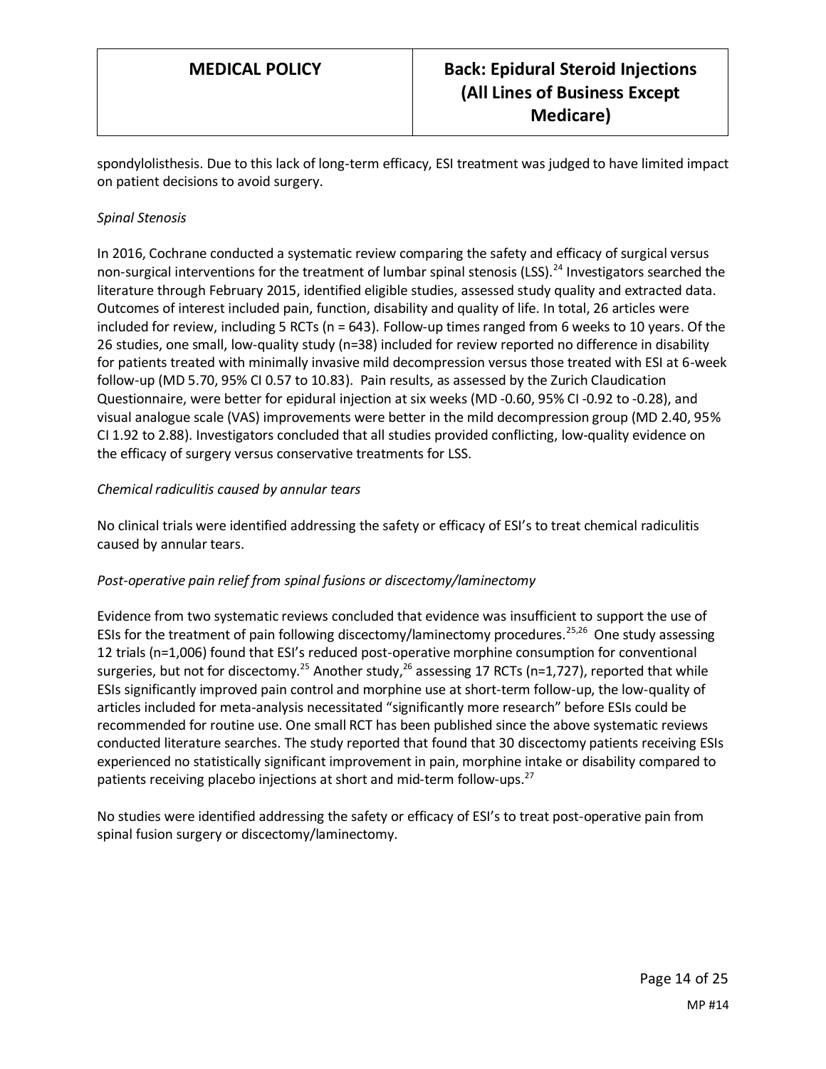spondylolisthesis. Due to this lack of long-term efficacy, ESI treatment was judged to have limited impact on patient decisions to avoid surgery.

*Spinal Stenosis*

In 2016, Cochrane conducted a systematic review comparing the safety and efficacy of surgical versus non-surgical interventions for the treatment of lumbar spinal stenosis (LSS).[24] Investigators searched the literature through February 2015, identified eligible studies, assessed study quality and extracted data. Outcomes of interest included pain, function, disability and quality of life. In total, 26 articles were included for review, including 5 RCTs (n = 643). Follow-up times ranged from 6 weeks to 10 years. Of the 26 studies, one small, low-quality study (n=38) included for review reported no difference in disability for patients treated with minimally invasive mild decompression versus those treated with ESI at 6-week follow-up (MD 5.70, 95% CI 0.57 to 10.83). Pain results, as assessed by the Zurich Claudication Questionnaire, were better for epidural injection at six weeks (MD -0.60, 95% CI -0.92 to -0.28), and visual analogue scale (VAS) improvements were better in the mild decompression group (MD 2.40, 95% CI 1.92 to 2.88). Investigators concluded that all studies provided conflicting, low-quality evidence on the efficacy of surgery versus conservative treatments for LSS.

*Chemical radiculitis caused by annular tears*

No clinical trials were identified addressing the safety or efficacy of ESI's to treat chemical radiculitis caused by annular tears.

*Post-operative pain relief from spinal fusions or discectomy/laminectomy*

Evidence from two systematic reviews concluded that evidence was insufficient to support the use of ESIs for the treatment of pain following discectomy/laminectomy procedures.[25,26] One study assessing 12 trials (n=1,006) found that ESI's reduced post-operative morphine consumption for conventional surgeries, but not for discectomy.[25] Another study,[26] assessing 17 RCTs (n=1,727), reported that while ESIs significantly improved pain control and morphine use at short-term follow-up, the low-quality of articles included for meta-analysis necessitated "significantly more research" before ESIs could be recommended for routine use. One small RCT has been published since the above systematic reviews conducted literature searches. The study reported that found that 30 discectomy patients receiving ESIs experienced no statistically significant improvement in pain, morphine intake or disability compared to patients receiving placebo injections at short and mid-term follow-ups.[27]

No studies were identified addressing the safety or efficacy of ESI's to treat post-operative pain from spinal fusion surgery or discectomy/laminectomy.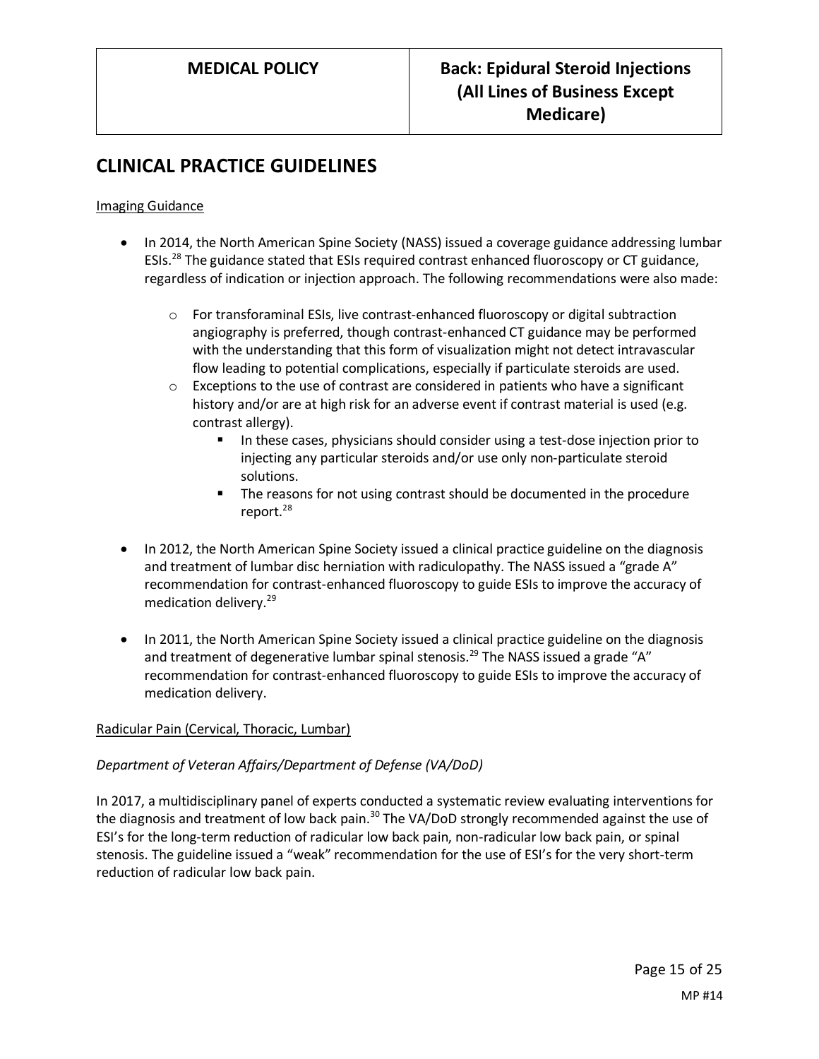## CLINICAL PRACTICE GUIDELINES

Imaging Guidance

- In 2014, the North American Spine Society (NASS) issued a coverage guidance addressing lumbar ESIs.[28] The guidance stated that ESIs required contrast enhanced fluoroscopy or CT guidance, regardless of indication or injection approach. The following recommendations were also made:
    - For transforaminal ESIs, live contrast-enhanced fluoroscopy or digital subtraction angiography is preferred, though contrast-enhanced CT guidance may be performed with the understanding that this form of visualization might not detect intravascular flow leading to potential complications, especially if particulate steroids are used.
    - Exceptions to the use of contrast are considered in patients who have a significant history and/or are at high risk for an adverse event if contrast material is used (e.g. contrast allergy).
        - In these cases, physicians should consider using a test-dose injection prior to injecting any particular steroids and/or use only non-particulate steroid solutions.
        - The reasons for not using contrast should be documented in the procedure report.[28]

- In 2012, the North American Spine Society issued a clinical practice guideline on the diagnosis and treatment of lumbar disc herniation with radiculopathy. The NASS issued a "grade A" recommendation for contrast-enhanced fluoroscopy to guide ESIs to improve the accuracy of medication delivery.[29]

- In 2011, the North American Spine Society issued a clinical practice guideline on the diagnosis and treatment of degenerative lumbar spinal stenosis.[29] The NASS issued a grade "A" recommendation for contrast-enhanced fluoroscopy to guide ESIs to improve the accuracy of medication delivery.

Radicular Pain (Cervical, Thoracic, Lumbar)

*Department of Veteran Affairs/Department of Defense (VA/DoD)*

In 2017, a multidisciplinary panel of experts conducted a systematic review evaluating interventions for the diagnosis and treatment of low back pain.[30] The VA/DoD strongly recommended against the use of ESI's for the long-term reduction of radicular low back pain, non-radicular low back pain, or spinal stenosis. The guideline issued a "weak" recommendation for the use of ESI's for the very short-term reduction of radicular low back pain.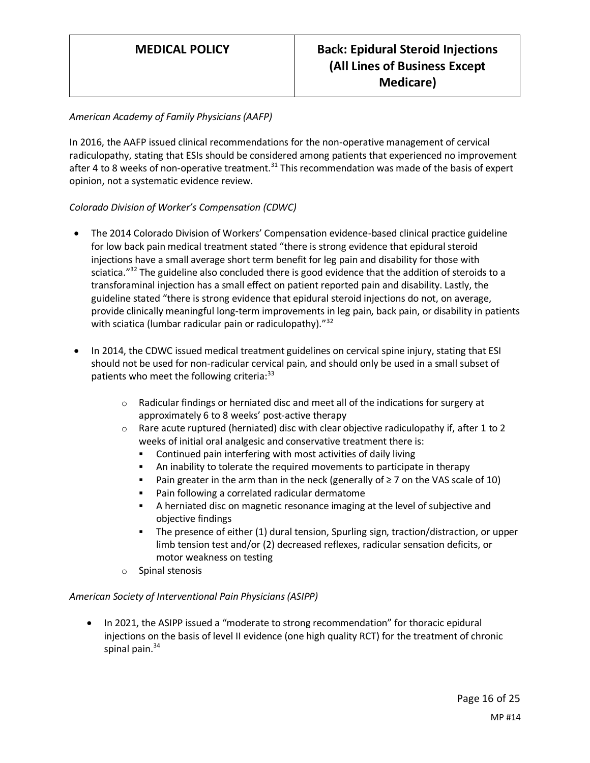*American Academy of Family Physicians (AAFP)*

In 2016, the AAFP issued clinical recommendations for the non-operative management of cervical radiculopathy, stating that ESIs should be considered among patients that experienced no improvement after 4 to 8 weeks of non-operative treatment.[31] This recommendation was made of the basis of expert opinion, not a systematic evidence review.

*Colorado Division of Worker's Compensation (CDWC)*

- The 2014 Colorado Division of Workers' Compensation evidence-based clinical practice guideline for low back pain medical treatment stated "there is strong evidence that epidural steroid injections have a small average short term benefit for leg pain and disability for those with sciatica."[32] The guideline also concluded there is good evidence that the addition of steroids to a transforaminal injection has a small effect on patient reported pain and disability. Lastly, the guideline stated "there is strong evidence that epidural steroid injections do not, on average, provide clinically meaningful long-term improvements in leg pain, back pain, or disability in patients with sciatica (lumbar radicular pain or radiculopathy)."[32]

- In 2014, the CDWC issued medical treatment guidelines on cervical spine injury, stating that ESI should not be used for non-radicular cervical pain, and should only be used in a small subset of patients who meet the following criteria:[33]
    - Radicular findings or herniated disc and meet all of the indications for surgery at approximately 6 to 8 weeks' post-active therapy
    - Rare acute ruptured (herniated) disc with clear objective radiculopathy if, after 1 to 2 weeks of initial oral analgesic and conservative treatment there is:
        - Continued pain interfering with most activities of daily living
        - An inability to tolerate the required movements to participate in therapy
        - Pain greater in the arm than in the neck (generally of ≥ 7 on the VAS scale of 10)
        - Pain following a correlated radicular dermatome
        - A herniated disc on magnetic resonance imaging at the level of subjective and objective findings
        - The presence of either (1) dural tension, Spurling sign, traction/distraction, or upper limb tension test and/or (2) decreased reflexes, radicular sensation deficits, or motor weakness on testing
    - Spinal stenosis

*American Society of Interventional Pain Physicians (ASIPP)*

- In 2021, the ASIPP issued a "moderate to strong recommendation" for thoracic epidural injections on the basis of level II evidence (one high quality RCT) for the treatment of chronic spinal pain.[34]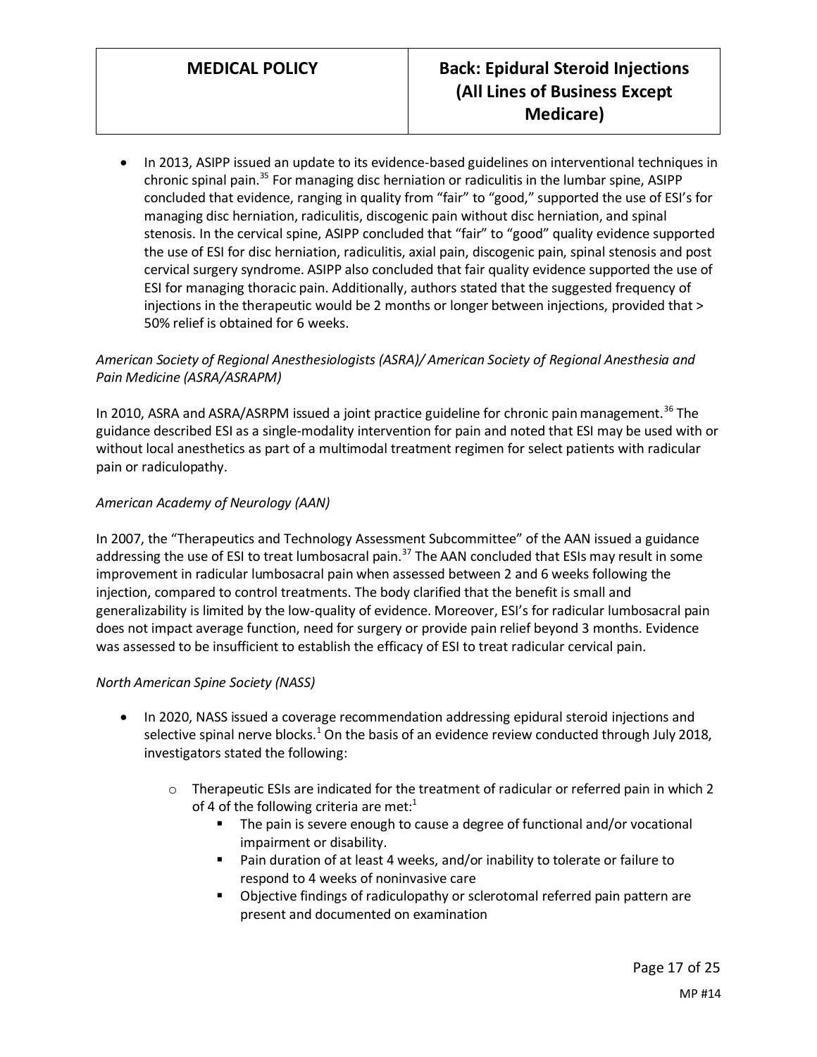- In 2013, ASIPP issued an update to its evidence-based guidelines on interventional techniques in chronic spinal pain.[35] For managing disc herniation or radiculitis in the lumbar spine, ASIPP concluded that evidence, ranging in quality from "fair" to "good," supported the use of ESI's for managing disc herniation, radiculitis, discogenic pain without disc herniation, and spinal stenosis. In the cervical spine, ASIPP concluded that "fair" to "good" quality evidence supported the use of ESI for disc herniation, radiculitis, axial pain, discogenic pain, spinal stenosis and post cervical surgery syndrome. ASIPP also concluded that fair quality evidence supported the use of ESI for managing thoracic pain. Additionally, authors stated that the suggested frequency of injections in the therapeutic would be 2 months or longer between injections, provided that > 50% relief is obtained for 6 weeks.

*American Society of Regional Anesthesiologists (ASRA)/ American Society of Regional Anesthesia and Pain Medicine (ASRA/ASRAPM)*

In 2010, ASRA and ASRA/ASRPM issued a joint practice guideline for chronic pain management.[36] The guidance described ESI as a single-modality intervention for pain and noted that ESI may be used with or without local anesthetics as part of a multimodal treatment regimen for select patients with radicular pain or radiculopathy.

*American Academy of Neurology (AAN)*

In 2007, the "Therapeutics and Technology Assessment Subcommittee" of the AAN issued a guidance addressing the use of ESI to treat lumbosacral pain.[37] The AAN concluded that ESIs may result in some improvement in radicular lumbosacral pain when assessed between 2 and 6 weeks following the injection, compared to control treatments. The body clarified that the benefit is small and generalizability is limited by the low-quality of evidence. Moreover, ESI's for radicular lumbosacral pain does not impact average function, need for surgery or provide pain relief beyond 3 months. Evidence was assessed to be insufficient to establish the efficacy of ESI to treat radicular cervical pain.

*North American Spine Society (NASS)*

- In 2020, NASS issued a coverage recommendation addressing epidural steroid injections and selective spinal nerve blocks.[1] On the basis of an evidence review conducted through July 2018, investigators stated the following:
  - Therapeutic ESIs are indicated for the treatment of radicular or referred pain in which 2 of 4 of the following criteria are met:[1]
    - The pain is severe enough to cause a degree of functional and/or vocational impairment or disability.
    - Pain duration of at least 4 weeks, and/or inability to tolerate or failure to respond to 4 weeks of noninvasive care
    - Objective findings of radiculopathy or sclerotomal referred pain pattern are present and documented on examination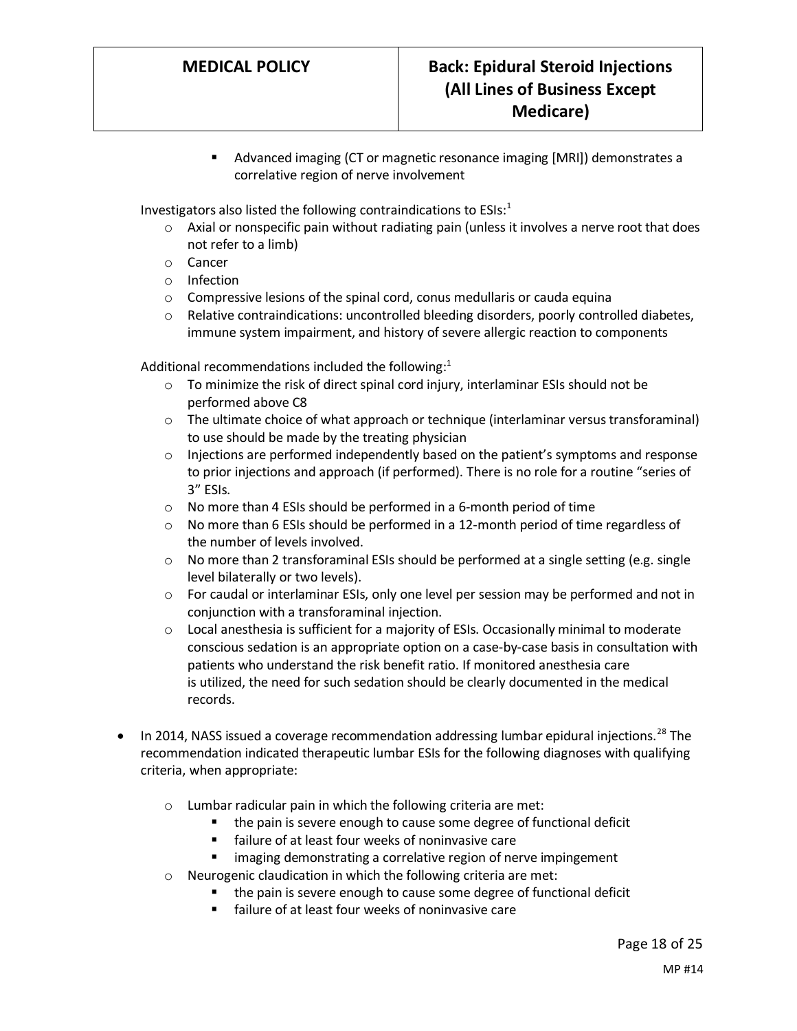- Advanced imaging (CT or magnetic resonance imaging [MRI]) demonstrates a correlative region of nerve involvement

  Investigators also listed the following contraindications to ESIs:[1]

  - Axial or nonspecific pain without radiating pain (unless it involves a nerve root that does not refer to a limb)
  - Cancer
  - Infection
  - Compressive lesions of the spinal cord, conus medullaris or cauda equina
  - Relative contraindications: uncontrolled bleeding disorders, poorly controlled diabetes, immune system impairment, and history of severe allergic reaction to components

  Additional recommendations included the following:[1]

  - To minimize the risk of direct spinal cord injury, interlaminar ESIs should not be performed above C8
  - The ultimate choice of what approach or technique (interlaminar versus transforaminal) to use should be made by the treating physician
  - Injections are performed independently based on the patient's symptoms and response to prior injections and approach (if performed). There is no role for a routine "series of 3" ESIs.
  - No more than 4 ESIs should be performed in a 6-month period of time
  - No more than 6 ESIs should be performed in a 12-month period of time regardless of the number of levels involved.
  - No more than 2 transforaminal ESIs should be performed at a single setting (e.g. single level bilaterally or two levels).
  - For caudal or interlaminar ESIs, only one level per session may be performed and not in conjunction with a transforaminal injection.
  - Local anesthesia is sufficient for a majority of ESIs. Occasionally minimal to moderate conscious sedation is an appropriate option on a case-by-case basis in consultation with patients who understand the risk benefit ratio. If monitored anesthesia care is utilized, the need for such sedation should be clearly documented in the medical records.

- In 2014, NASS issued a coverage recommendation addressing lumbar epidural injections.[28] The recommendation indicated therapeutic lumbar ESIs for the following diagnoses with qualifying criteria, when appropriate:

  - Lumbar radicular pain in which the following criteria are met:
    - the pain is severe enough to cause some degree of functional deficit
    - failure of at least four weeks of noninvasive care
    - imaging demonstrating a correlative region of nerve impingement
  - Neurogenic claudication in which the following criteria are met:
    - the pain is severe enough to cause some degree of functional deficit
    - failure of at least four weeks of noninvasive care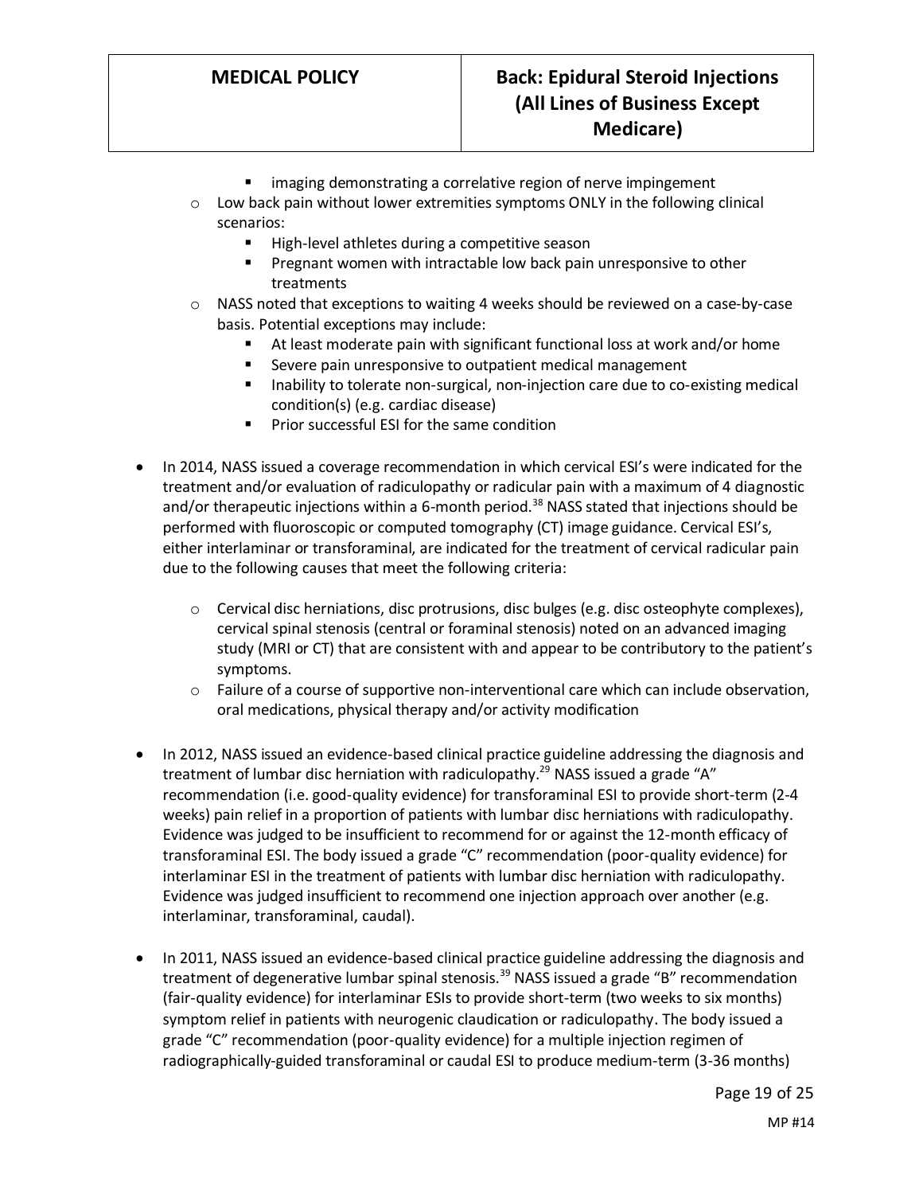- imaging demonstrating a correlative region of nerve impingement
    - Low back pain without lower extremities symptoms ONLY in the following clinical scenarios:
        - High-level athletes during a competitive season
        - Pregnant women with intractable low back pain unresponsive to other treatments
    - NASS noted that exceptions to waiting 4 weeks should be reviewed on a case-by-case basis. Potential exceptions may include:
        - At least moderate pain with significant functional loss at work and/or home
        - Severe pain unresponsive to outpatient medical management
        - Inability to tolerate non-surgical, non-injection care due to co-existing medical condition(s) (e.g. cardiac disease)
        - Prior successful ESI for the same condition

- In 2014, NASS issued a coverage recommendation in which cervical ESI's were indicated for the treatment and/or evaluation of radiculopathy or radicular pain with a maximum of 4 diagnostic and/or therapeutic injections within a 6-month period.[38] NASS stated that injections should be performed with fluoroscopic or computed tomography (CT) image guidance. Cervical ESI's, either interlaminar or transforaminal, are indicated for the treatment of cervical radicular pain due to the following causes that meet the following criteria:
    - Cervical disc herniations, disc protrusions, disc bulges (e.g. disc osteophyte complexes), cervical spinal stenosis (central or foraminal stenosis) noted on an advanced imaging study (MRI or CT) that are consistent with and appear to be contributory to the patient's symptoms.
    - Failure of a course of supportive non-interventional care which can include observation, oral medications, physical therapy and/or activity modification

- In 2012, NASS issued an evidence-based clinical practice guideline addressing the diagnosis and treatment of lumbar disc herniation with radiculopathy.[29] NASS issued a grade "A" recommendation (i.e. good-quality evidence) for transforaminal ESI to provide short-term (2-4 weeks) pain relief in a proportion of patients with lumbar disc herniations with radiculopathy. Evidence was judged to be insufficient to recommend for or against the 12-month efficacy of transforaminal ESI. The body issued a grade "C" recommendation (poor-quality evidence) for interlaminar ESI in the treatment of patients with lumbar disc herniation with radiculopathy. Evidence was judged insufficient to recommend one injection approach over another (e.g. interlaminar, transforaminal, caudal).

- In 2011, NASS issued an evidence-based clinical practice guideline addressing the diagnosis and treatment of degenerative lumbar spinal stenosis.[39] NASS issued a grade "B" recommendation (fair-quality evidence) for interlaminar ESIs to provide short-term (two weeks to six months) symptom relief in patients with neurogenic claudication or radiculopathy. The body issued a grade "C" recommendation (poor-quality evidence) for a multiple injection regimen of radiographically-guided transforaminal or caudal ESI to produce medium-term (3-36 months)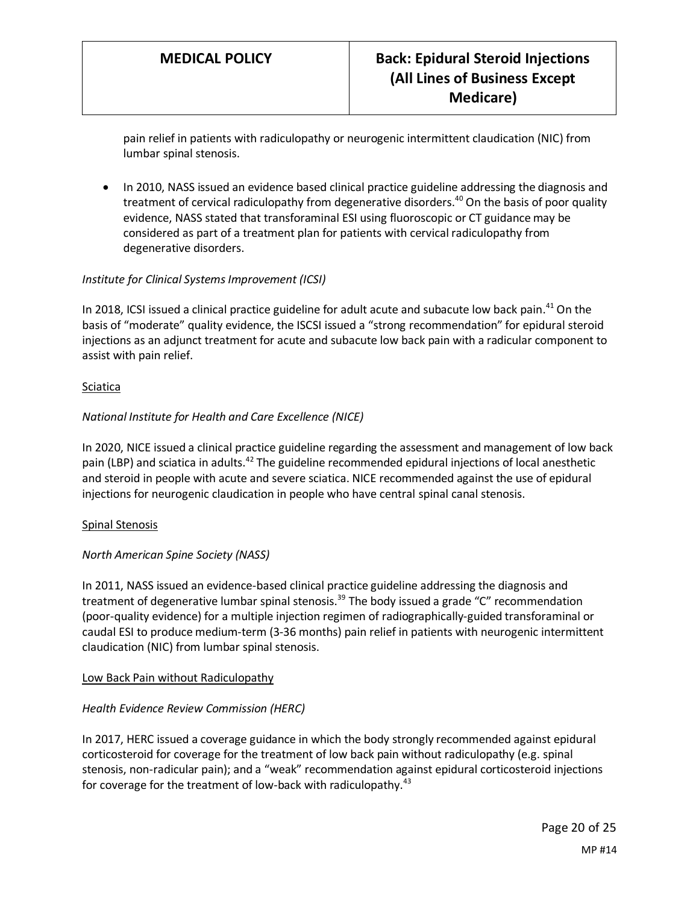pain relief in patients with radiculopathy or neurogenic intermittent claudication (NIC) from lumbar spinal stenosis.

- In 2010, NASS issued an evidence based clinical practice guideline addressing the diagnosis and treatment of cervical radiculopathy from degenerative disorders.[40] On the basis of poor quality evidence, NASS stated that transforaminal ESI using fluoroscopic or CT guidance may be considered as part of a treatment plan for patients with cervical radiculopathy from degenerative disorders.

*Institute for Clinical Systems Improvement (ICSI)*

In 2018, ICSI issued a clinical practice guideline for adult acute and subacute low back pain.[41] On the basis of "moderate" quality evidence, the ISCSI issued a "strong recommendation" for epidural steroid injections as an adjunct treatment for acute and subacute low back pain with a radicular component to assist with pain relief.

<u>Sciatica</u>

*National Institute for Health and Care Excellence (NICE)*

In 2020, NICE issued a clinical practice guideline regarding the assessment and management of low back pain (LBP) and sciatica in adults.[42] The guideline recommended epidural injections of local anesthetic and steroid in people with acute and severe sciatica. NICE recommended against the use of epidural injections for neurogenic claudication in people who have central spinal canal stenosis.

<u>Spinal Stenosis</u>

*North American Spine Society (NASS)*

In 2011, NASS issued an evidence-based clinical practice guideline addressing the diagnosis and treatment of degenerative lumbar spinal stenosis.[39] The body issued a grade "C" recommendation (poor-quality evidence) for a multiple injection regimen of radiographically-guided transforaminal or caudal ESI to produce medium-term (3-36 months) pain relief in patients with neurogenic intermittent claudication (NIC) from lumbar spinal stenosis.

<u>Low Back Pain without Radiculopathy</u>

*Health Evidence Review Commission (HERC)*

In 2017, HERC issued a coverage guidance in which the body strongly recommended against epidural corticosteroid for coverage for the treatment of low back pain without radiculopathy (e.g. spinal stenosis, non-radicular pain); and a "weak" recommendation against epidural corticosteroid injections for coverage for the treatment of low-back with radiculopathy.[43]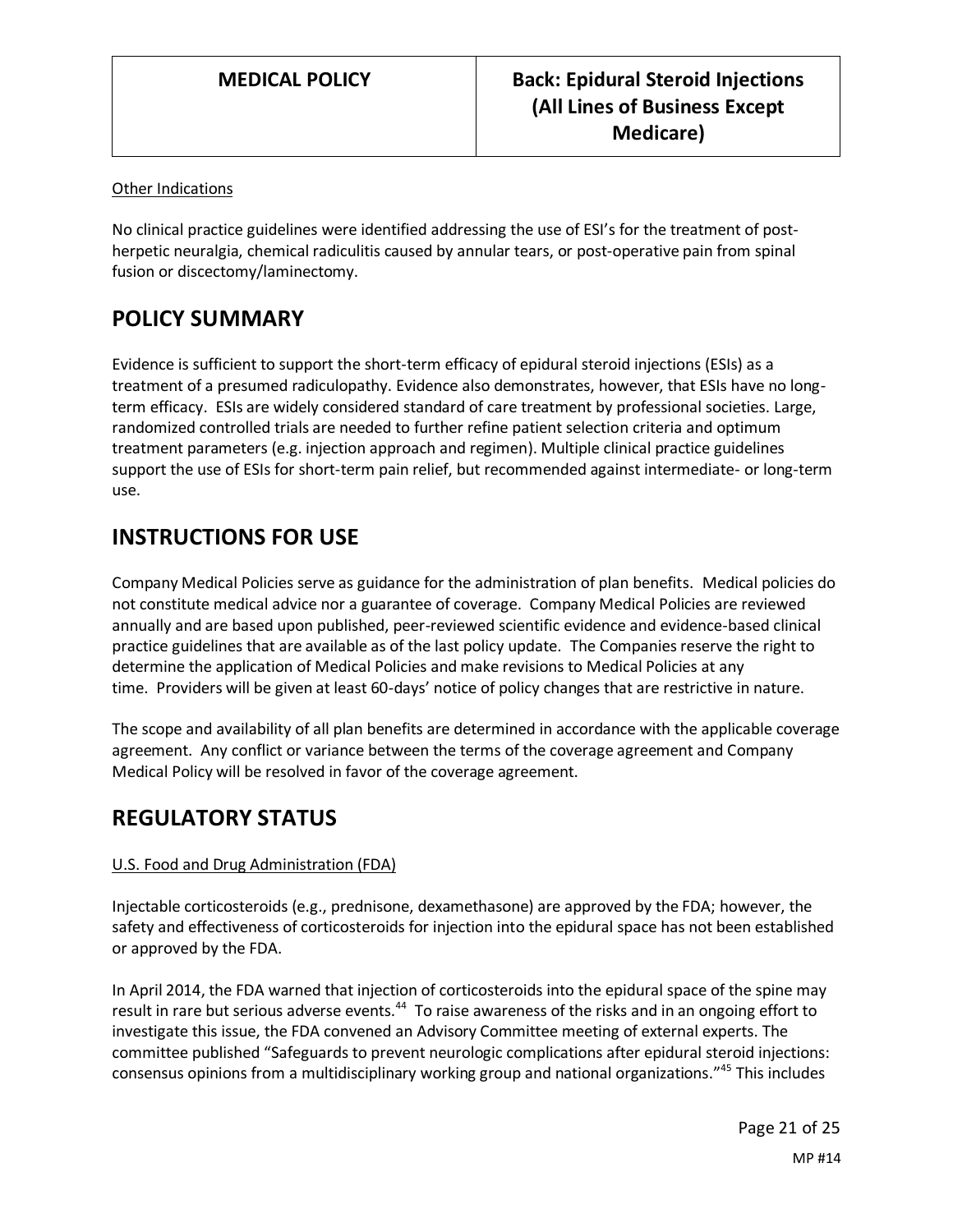Other Indications

No clinical practice guidelines were identified addressing the use of ESI's for the treatment of post-herpetic neuralgia, chemical radiculitis caused by annular tears, or post-operative pain from spinal fusion or discectomy/laminectomy.

## POLICY SUMMARY

Evidence is sufficient to support the short-term efficacy of epidural steroid injections (ESIs) as a treatment of a presumed radiculopathy. Evidence also demonstrates, however, that ESIs have no long-term efficacy. ESIs are widely considered standard of care treatment by professional societies. Large, randomized controlled trials are needed to further refine patient selection criteria and optimum treatment parameters (e.g. injection approach and regimen). Multiple clinical practice guidelines support the use of ESIs for short-term pain relief, but recommended against intermediate- or long-term use.

## INSTRUCTIONS FOR USE

Company Medical Policies serve as guidance for the administration of plan benefits. Medical policies do not constitute medical advice nor a guarantee of coverage. Company Medical Policies are reviewed annually and are based upon published, peer-reviewed scientific evidence and evidence-based clinical practice guidelines that are available as of the last policy update. The Companies reserve the right to determine the application of Medical Policies and make revisions to Medical Policies at any time. Providers will be given at least 60-days' notice of policy changes that are restrictive in nature.

The scope and availability of all plan benefits are determined in accordance with the applicable coverage agreement. Any conflict or variance between the terms of the coverage agreement and Company Medical Policy will be resolved in favor of the coverage agreement.

## REGULATORY STATUS

U.S. Food and Drug Administration (FDA)

Injectable corticosteroids (e.g., prednisone, dexamethasone) are approved by the FDA; however, the safety and effectiveness of corticosteroids for injection into the epidural space has not been established or approved by the FDA.

In April 2014, the FDA warned that injection of corticosteroids into the epidural space of the spine may result in rare but serious adverse events.[44] To raise awareness of the risks and in an ongoing effort to investigate this issue, the FDA convened an Advisory Committee meeting of external experts. The committee published "Safeguards to prevent neurologic complications after epidural steroid injections: consensus opinions from a multidisciplinary working group and national organizations."[45] This includes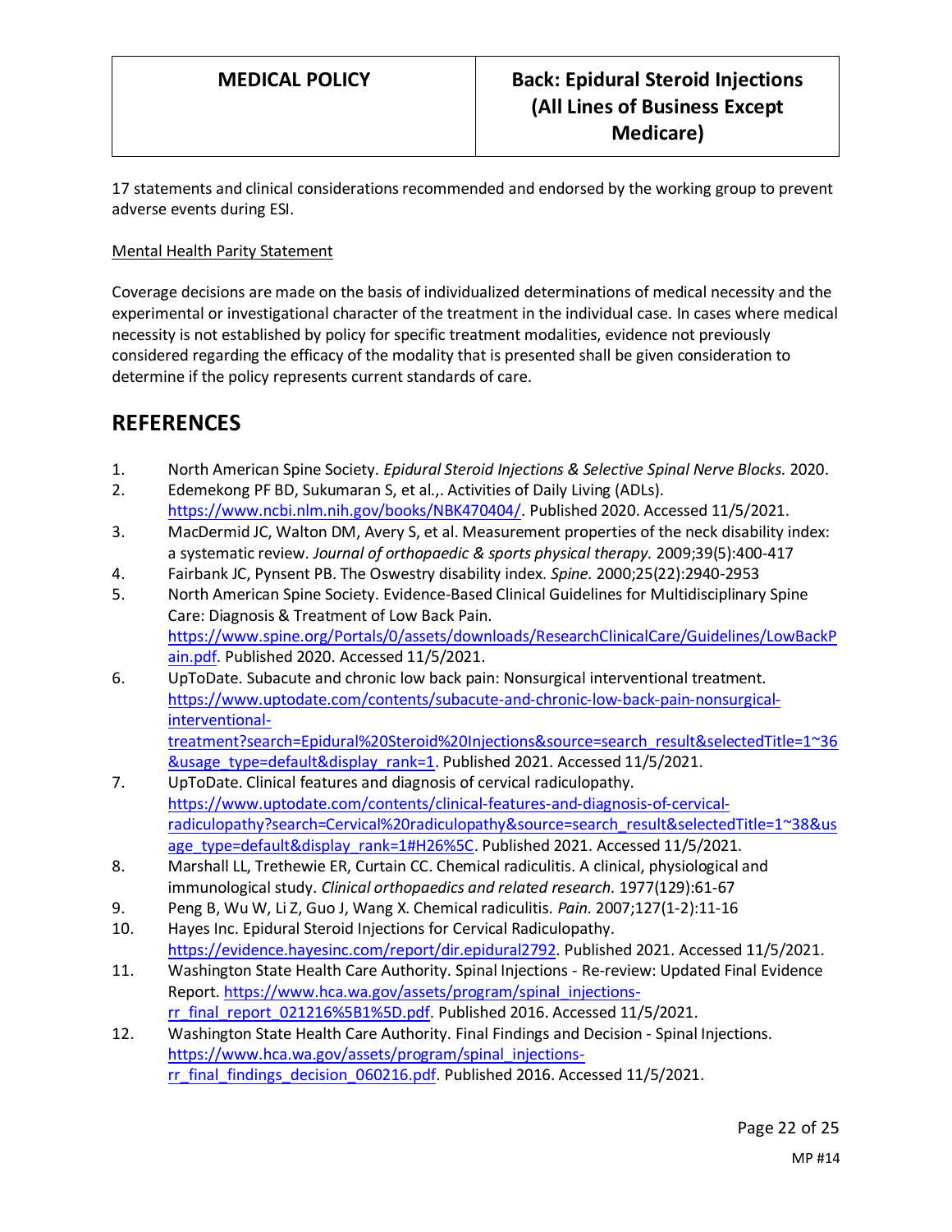17 statements and clinical considerations recommended and endorsed by the working group to prevent adverse events during ESI.

Mental Health Parity Statement

Coverage decisions are made on the basis of individualized determinations of medical necessity and the experimental or investigational character of the treatment in the individual case. In cases where medical necessity is not established by policy for specific treatment modalities, evidence not previously considered regarding the efficacy of the modality that is presented shall be given consideration to determine if the policy represents current standards of care.

## REFERENCES

1. North American Spine Society. *Epidural Steroid Injections & Selective Spinal Nerve Blocks.* 2020.
2. Edemekong PF BD, Sukumaran S, et al.,. Activities of Daily Living (ADLs). https://www.ncbi.nlm.nih.gov/books/NBK470404/. Published 2020. Accessed 11/5/2021.
3. MacDermid JC, Walton DM, Avery S, et al. Measurement properties of the neck disability index: a systematic review. *Journal of orthopaedic & sports physical therapy.* 2009;39(5):400-417
4. Fairbank JC, Pynsent PB. The Oswestry disability index. *Spine.* 2000;25(22):2940-2953
5. North American Spine Society. Evidence-Based Clinical Guidelines for Multidisciplinary Spine Care: Diagnosis & Treatment of Low Back Pain. https://www.spine.org/Portals/0/assets/downloads/ResearchClinicalCare/Guidelines/LowBackPain.pdf. Published 2020. Accessed 11/5/2021.
6. UpToDate. Subacute and chronic low back pain: Nonsurgical interventional treatment. https://www.uptodate.com/contents/subacute-and-chronic-low-back-pain-nonsurgical-interventional-treatment?search=Epidural%20Steroid%20Injections&source=search_result&selectedTitle=1~36&usage_type=default&display_rank=1. Published 2021. Accessed 11/5/2021.
7. UpToDate. Clinical features and diagnosis of cervical radiculopathy. https://www.uptodate.com/contents/clinical-features-and-diagnosis-of-cervical-radiculopathy?search=Cervical%20radiculopathy&source=search_result&selectedTitle=1~38&usage_type=default&display_rank=1#H26%5C. Published 2021. Accessed 11/5/2021.
8. Marshall LL, Trethewie ER, Curtain CC. Chemical radiculitis. A clinical, physiological and immunological study. *Clinical orthopaedics and related research.* 1977(129):61-67
9. Peng B, Wu W, Li Z, Guo J, Wang X. Chemical radiculitis. *Pain.* 2007;127(1-2):11-16
10. Hayes Inc. Epidural Steroid Injections for Cervical Radiculopathy. https://evidence.hayesinc.com/report/dir.epidural2792. Published 2021. Accessed 11/5/2021.
11. Washington State Health Care Authority. Spinal Injections - Re-review: Updated Final Evidence Report. https://www.hca.wa.gov/assets/program/spinal_injections-rr_final_report_021216%5B1%5D.pdf. Published 2016. Accessed 11/5/2021.
12. Washington State Health Care Authority. Final Findings and Decision - Spinal Injections. https://www.hca.wa.gov/assets/program/spinal_injections-rr_final_findings_decision_060216.pdf. Published 2016. Accessed 11/5/2021.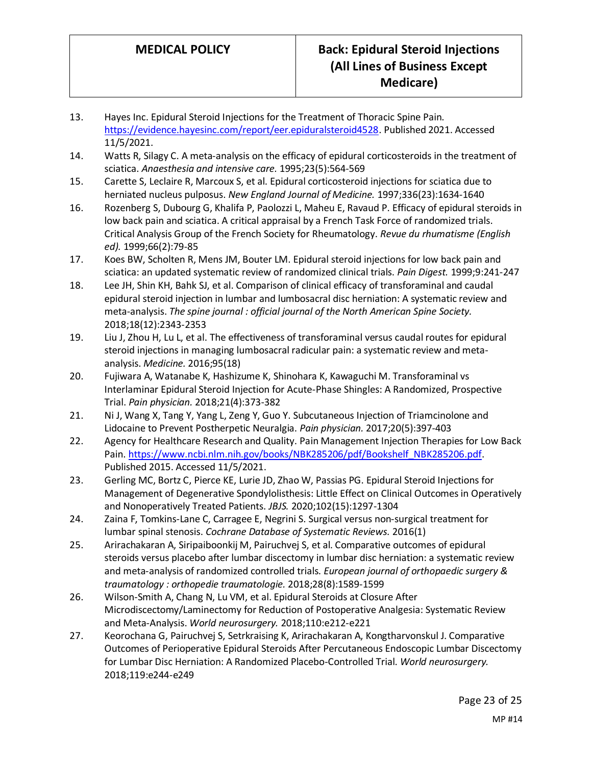13. Hayes Inc. Epidural Steroid Injections for the Treatment of Thoracic Spine Pain. https://evidence.hayesinc.com/report/eer.epiduralsteroid4528. Published 2021. Accessed 11/5/2021.
14. Watts R, Silagy C. A meta-analysis on the efficacy of epidural corticosteroids in the treatment of sciatica. *Anaesthesia and intensive care.* 1995;23(5):564-569
15. Carette S, Leclaire R, Marcoux S, et al. Epidural corticosteroid injections for sciatica due to herniated nucleus pulposus. *New England Journal of Medicine.* 1997;336(23):1634-1640
16. Rozenberg S, Dubourg G, Khalifa P, Paolozzi L, Maheu E, Ravaud P. Efficacy of epidural steroids in low back pain and sciatica. A critical appraisal by a French Task Force of randomized trials. Critical Analysis Group of the French Society for Rheumatology. *Revue du rhumatisme (English ed).* 1999;66(2):79-85
17. Koes BW, Scholten R, Mens JM, Bouter LM. Epidural steroid injections for low back pain and sciatica: an updated systematic review of randomized clinical trials. *Pain Digest.* 1999;9:241-247
18. Lee JH, Shin KH, Bahk SJ, et al. Comparison of clinical efficacy of transforaminal and caudal epidural steroid injection in lumbar and lumbosacral disc herniation: A systematic review and meta-analysis. *The spine journal : official journal of the North American Spine Society.* 2018;18(12):2343-2353
19. Liu J, Zhou H, Lu L, et al. The effectiveness of transforaminal versus caudal routes for epidural steroid injections in managing lumbosacral radicular pain: a systematic review and meta-analysis. *Medicine.* 2016;95(18)
20. Fujiwara A, Watanabe K, Hashizume K, Shinohara K, Kawaguchi M. Transforaminal vs Interlaminar Epidural Steroid Injection for Acute-Phase Shingles: A Randomized, Prospective Trial. *Pain physician.* 2018;21(4):373-382
21. Ni J, Wang X, Tang Y, Yang L, Zeng Y, Guo Y. Subcutaneous Injection of Triamcinolone and Lidocaine to Prevent Postherpetic Neuralgia. *Pain physician.* 2017;20(5):397-403
22. Agency for Healthcare Research and Quality. Pain Management Injection Therapies for Low Back Pain. https://www.ncbi.nlm.nih.gov/books/NBK285206/pdf/Bookshelf_NBK285206.pdf. Published 2015. Accessed 11/5/2021.
23. Gerling MC, Bortz C, Pierce KE, Lurie JD, Zhao W, Passias PG. Epidural Steroid Injections for Management of Degenerative Spondylolisthesis: Little Effect on Clinical Outcomes in Operatively and Nonoperatively Treated Patients. *JBJS.* 2020;102(15):1297-1304
24. Zaina F, Tomkins-Lane C, Carragee E, Negrini S. Surgical versus non-surgical treatment for lumbar spinal stenosis. *Cochrane Database of Systematic Reviews.* 2016(1)
25. Arirachakaran A, Siripaiboonkij M, Pairuchvej S, et al. Comparative outcomes of epidural steroids versus placebo after lumbar discectomy in lumbar disc herniation: a systematic review and meta-analysis of randomized controlled trials. *European journal of orthopaedic surgery & traumatology : orthopedie traumatologie.* 2018;28(8):1589-1599
26. Wilson-Smith A, Chang N, Lu VM, et al. Epidural Steroids at Closure After Microdiscectomy/Laminectomy for Reduction of Postoperative Analgesia: Systematic Review and Meta-Analysis. *World neurosurgery.* 2018;110:e212-e221
27. Keorochana G, Pairuchvej S, Setrkraising K, Arirachakaran A, Kongtharvonskul J. Comparative Outcomes of Perioperative Epidural Steroids After Percutaneous Endoscopic Lumbar Discectomy for Lumbar Disc Herniation: A Randomized Placebo-Controlled Trial. *World neurosurgery.* 2018;119:e244-e249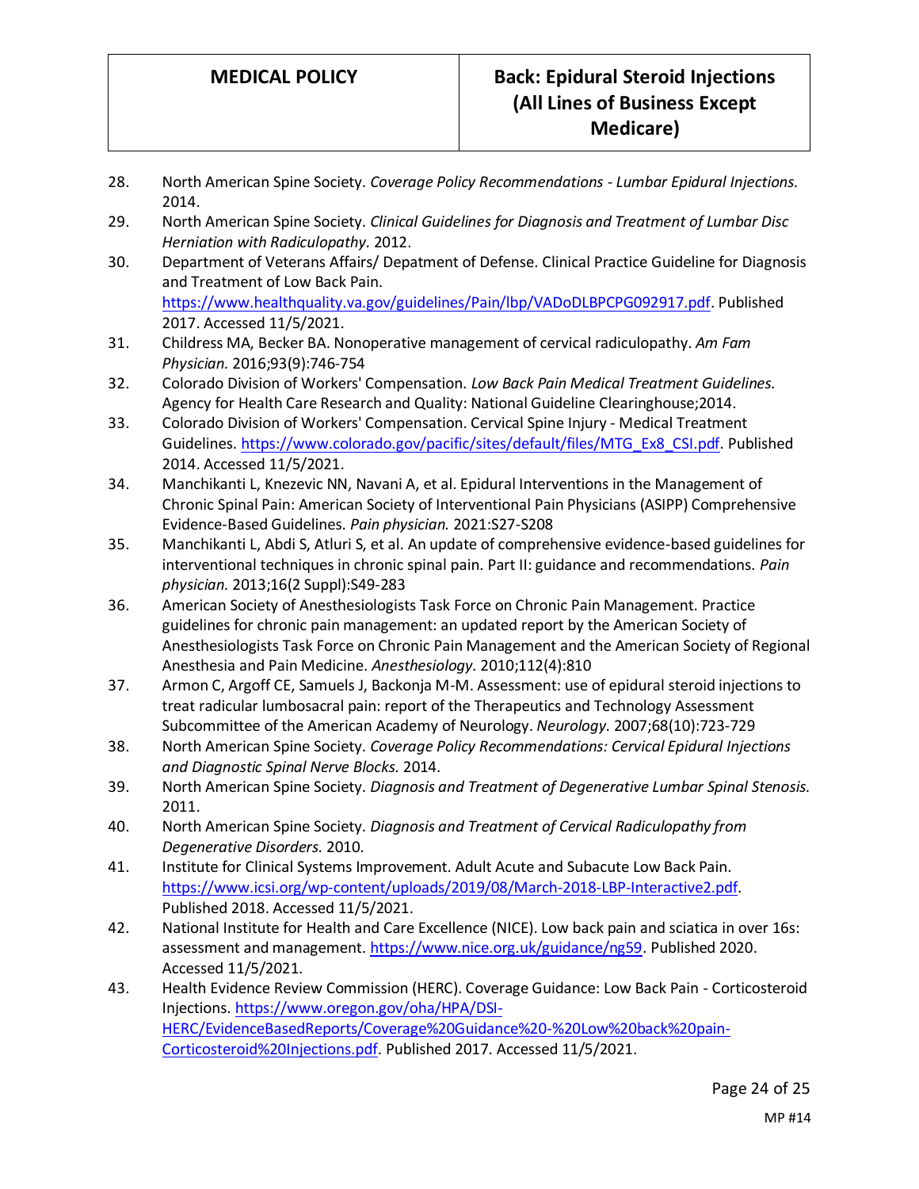28. North American Spine Society. *Coverage Policy Recommendations - Lumbar Epidural Injections.* 2014.
29. North American Spine Society. *Clinical Guidelines for Diagnosis and Treatment of Lumbar Disc Herniation with Radiculopathy.* 2012.
30. Department of Veterans Affairs/ Depatment of Defense. Clinical Practice Guideline for Diagnosis and Treatment of Low Back Pain. https://www.healthquality.va.gov/guidelines/Pain/lbp/VADoDLBPCPG092917.pdf. Published 2017. Accessed 11/5/2021.
31. Childress MA, Becker BA. Nonoperative management of cervical radiculopathy. *Am Fam Physician.* 2016;93(9):746-754
32. Colorado Division of Workers' Compensation. *Low Back Pain Medical Treatment Guidelines.* Agency for Health Care Research and Quality: National Guideline Clearinghouse;2014.
33. Colorado Division of Workers' Compensation. Cervical Spine Injury - Medical Treatment Guidelines. https://www.colorado.gov/pacific/sites/default/files/MTG_Ex8_CSI.pdf. Published 2014. Accessed 11/5/2021.
34. Manchikanti L, Knezevic NN, Navani A, et al. Epidural Interventions in the Management of Chronic Spinal Pain: American Society of Interventional Pain Physicians (ASIPP) Comprehensive Evidence-Based Guidelines. *Pain physician.* 2021:S27-S208
35. Manchikanti L, Abdi S, Atluri S, et al. An update of comprehensive evidence-based guidelines for interventional techniques in chronic spinal pain. Part II: guidance and recommendations. *Pain physician.* 2013;16(2 Suppl):S49-283
36. American Society of Anesthesiologists Task Force on Chronic Pain Management. Practice guidelines for chronic pain management: an updated report by the American Society of Anesthesiologists Task Force on Chronic Pain Management and the American Society of Regional Anesthesia and Pain Medicine. *Anesthesiology.* 2010;112(4):810
37. Armon C, Argoff CE, Samuels J, Backonja M-M. Assessment: use of epidural steroid injections to treat radicular lumbosacral pain: report of the Therapeutics and Technology Assessment Subcommittee of the American Academy of Neurology. *Neurology.* 2007;68(10):723-729
38. North American Spine Society. *Coverage Policy Recommendations: Cervical Epidural Injections and Diagnostic Spinal Nerve Blocks.* 2014.
39. North American Spine Society. *Diagnosis and Treatment of Degenerative Lumbar Spinal Stenosis.* 2011.
40. North American Spine Society. *Diagnosis and Treatment of Cervical Radiculopathy from Degenerative Disorders.* 2010.
41. Institute for Clinical Systems Improvement. Adult Acute and Subacute Low Back Pain. https://www.icsi.org/wp-content/uploads/2019/08/March-2018-LBP-Interactive2.pdf. Published 2018. Accessed 11/5/2021.
42. National Institute for Health and Care Excellence (NICE). Low back pain and sciatica in over 16s: assessment and management. https://www.nice.org.uk/guidance/ng59. Published 2020. Accessed 11/5/2021.
43. Health Evidence Review Commission (HERC). Coverage Guidance: Low Back Pain - Corticosteroid Injections. https://www.oregon.gov/oha/HPA/DSI-HERC/EvidenceBasedReports/Coverage%20Guidance%20-%20Low%20back%20pain-Corticosteroid%20Injections.pdf. Published 2017. Accessed 11/5/2021.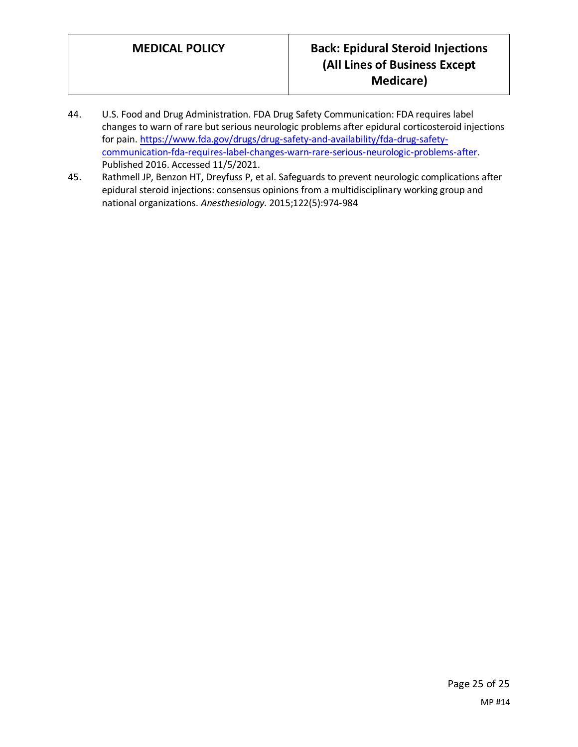44. U.S. Food and Drug Administration. FDA Drug Safety Communication: FDA requires label changes to warn of rare but serious neurologic problems after epidural corticosteroid injections for pain. https://www.fda.gov/drugs/drug-safety-and-availability/fda-drug-safety-communication-fda-requires-label-changes-warn-rare-serious-neurologic-problems-after. Published 2016. Accessed 11/5/2021.
45. Rathmell JP, Benzon HT, Dreyfuss P, et al. Safeguards to prevent neurologic complications after epidural steroid injections: consensus opinions from a multidisciplinary working group and national organizations. *Anesthesiology.* 2015;122(5):974-984